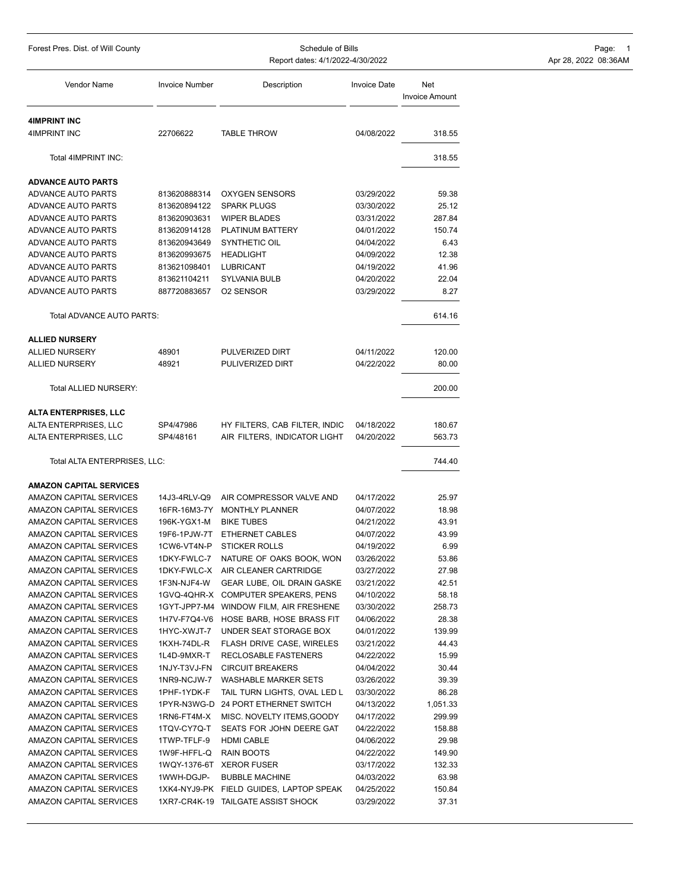Forest Pres. Dist. of Will County

Schedule of Bills
Report dates: 4/1/2022-4/30/2022

| Vendor Name | Invoice Number | Description | Invoice Date | Net Invoice Amount |
|---|---|---|---|---|
| **4IMPRINT INC** | | | | |
| 4IMPRINT INC | 22706622 | TABLE THROW | 04/08/2022 | 318.55 |
| Total 4IMPRINT INC: | | | | 318.55 |
| **ADVANCE AUTO PARTS** | | | | |
| ADVANCE AUTO PARTS | 813620888314 | OXYGEN SENSORS | 03/29/2022 | 59.38 |
| ADVANCE AUTO PARTS | 813620894122 | SPARK PLUGS | 03/30/2022 | 25.12 |
| ADVANCE AUTO PARTS | 813620903631 | WIPER BLADES | 03/31/2022 | 287.84 |
| ADVANCE AUTO PARTS | 813620914128 | PLATINUM BATTERY | 04/01/2022 | 150.74 |
| ADVANCE AUTO PARTS | 813620943649 | SYNTHETIC OIL | 04/04/2022 | 6.43 |
| ADVANCE AUTO PARTS | 813620993675 | HEADLIGHT | 04/09/2022 | 12.38 |
| ADVANCE AUTO PARTS | 813621098401 | LUBRICANT | 04/19/2022 | 41.96 |
| ADVANCE AUTO PARTS | 813621104211 | SYLVANIA BULB | 04/20/2022 | 22.04 |
| ADVANCE AUTO PARTS | 887720883657 | O2 SENSOR | 03/29/2022 | 8.27 |
| Total ADVANCE AUTO PARTS: | | | | 614.16 |
| **ALLIED NURSERY** | | | | |
| ALLIED NURSERY | 48901 | PULVERIZED DIRT | 04/11/2022 | 120.00 |
| ALLIED NURSERY | 48921 | PULIVERIZED DIRT | 04/22/2022 | 80.00 |
| Total ALLIED NURSERY: | | | | 200.00 |
| **ALTA ENTERPRISES, LLC** | | | | |
| ALTA ENTERPRISES, LLC | SP4/47986 | HY FILTERS, CAB FILTER, INDIC | 04/18/2022 | 180.67 |
| ALTA ENTERPRISES, LLC | SP4/48161 | AIR FILTERS, INDICATOR LIGHT | 04/20/2022 | 563.73 |
| Total ALTA ENTERPRISES, LLC: | | | | 744.40 |
| **AMAZON CAPITAL SERVICES** | | | | |
| AMAZON CAPITAL SERVICES | 14J3-4RLV-Q9 | AIR COMPRESSOR VALVE AND | 04/17/2022 | 25.97 |
| AMAZON CAPITAL SERVICES | 16FR-16M3-7Y | MONTHLY PLANNER | 04/07/2022 | 18.98 |
| AMAZON CAPITAL SERVICES | 196K-YGX1-M | BIKE TUBES | 04/21/2022 | 43.91 |
| AMAZON CAPITAL SERVICES | 19F6-1PJW-7T | ETHERNET CABLES | 04/07/2022 | 43.99 |
| AMAZON CAPITAL SERVICES | 1CW6-VT4N-P | STICKER ROLLS | 04/19/2022 | 6.99 |
| AMAZON CAPITAL SERVICES | 1DKY-FWLC-7 | NATURE OF OAKS BOOK, WON | 03/26/2022 | 53.86 |
| AMAZON CAPITAL SERVICES | 1DKY-FWLC-X | AIR CLEANER CARTRIDGE | 03/27/2022 | 27.98 |
| AMAZON CAPITAL SERVICES | 1F3N-NJF4-W | GEAR LUBE, OIL DRAIN GASKE | 03/21/2022 | 42.51 |
| AMAZON CAPITAL SERVICES | 1GVQ-4QHR-X | COMPUTER SPEAKERS, PENS | 04/10/2022 | 58.18 |
| AMAZON CAPITAL SERVICES | 1GYT-JPP7-M4 | WINDOW FILM, AIR FRESHENE | 03/30/2022 | 258.73 |
| AMAZON CAPITAL SERVICES | 1H7V-F7Q4-V6 | HOSE BARB, HOSE BRASS FIT | 04/06/2022 | 28.38 |
| AMAZON CAPITAL SERVICES | 1HYC-XWJT-7 | UNDER SEAT STORAGE BOX | 04/01/2022 | 139.99 |
| AMAZON CAPITAL SERVICES | 1KXH-74DL-R | FLASH DRIVE CASE, WIRELES | 03/21/2022 | 44.43 |
| AMAZON CAPITAL SERVICES | 1L4D-9MXR-T | RECLOSABLE FASTENERS | 04/22/2022 | 15.99 |
| AMAZON CAPITAL SERVICES | 1NJY-T3VJ-FN | CIRCUIT BREAKERS | 04/04/2022 | 30.44 |
| AMAZON CAPITAL SERVICES | 1NR9-NCJW-7 | WASHABLE MARKER SETS | 03/26/2022 | 39.39 |
| AMAZON CAPITAL SERVICES | 1PHF-1YDK-F | TAIL TURN LIGHTS, OVAL LED L | 03/30/2022 | 86.28 |
| AMAZON CAPITAL SERVICES | 1PYR-N3WG-D | 24 PORT ETHERNET SWITCH | 04/13/2022 | 1,051.33 |
| AMAZON CAPITAL SERVICES | 1RN6-FT4M-X | MISC. NOVELTY ITEMS,GOODY | 04/17/2022 | 299.99 |
| AMAZON CAPITAL SERVICES | 1TQV-CY7Q-T | SEATS FOR JOHN DEERE GAT | 04/22/2022 | 158.88 |
| AMAZON CAPITAL SERVICES | 1TWP-TFLF-9 | HDMI CABLE | 04/06/2022 | 29.98 |
| AMAZON CAPITAL SERVICES | 1W9F-HFFL-Q | RAIN BOOTS | 04/22/2022 | 149.90 |
| AMAZON CAPITAL SERVICES | 1WQY-1376-6T | XEROR FUSER | 03/17/2022 | 132.33 |
| AMAZON CAPITAL SERVICES | 1WWH-DGJP- | BUBBLE MACHINE | 04/03/2022 | 63.98 |
| AMAZON CAPITAL SERVICES | 1XK4-NYJ9-PK | FIELD GUIDES, LAPTOP SPEAK | 04/25/2022 | 150.84 |
| AMAZON CAPITAL SERVICES | 1XR7-CR4K-19 | TAILGATE ASSIST SHOCK | 03/29/2022 | 37.31 |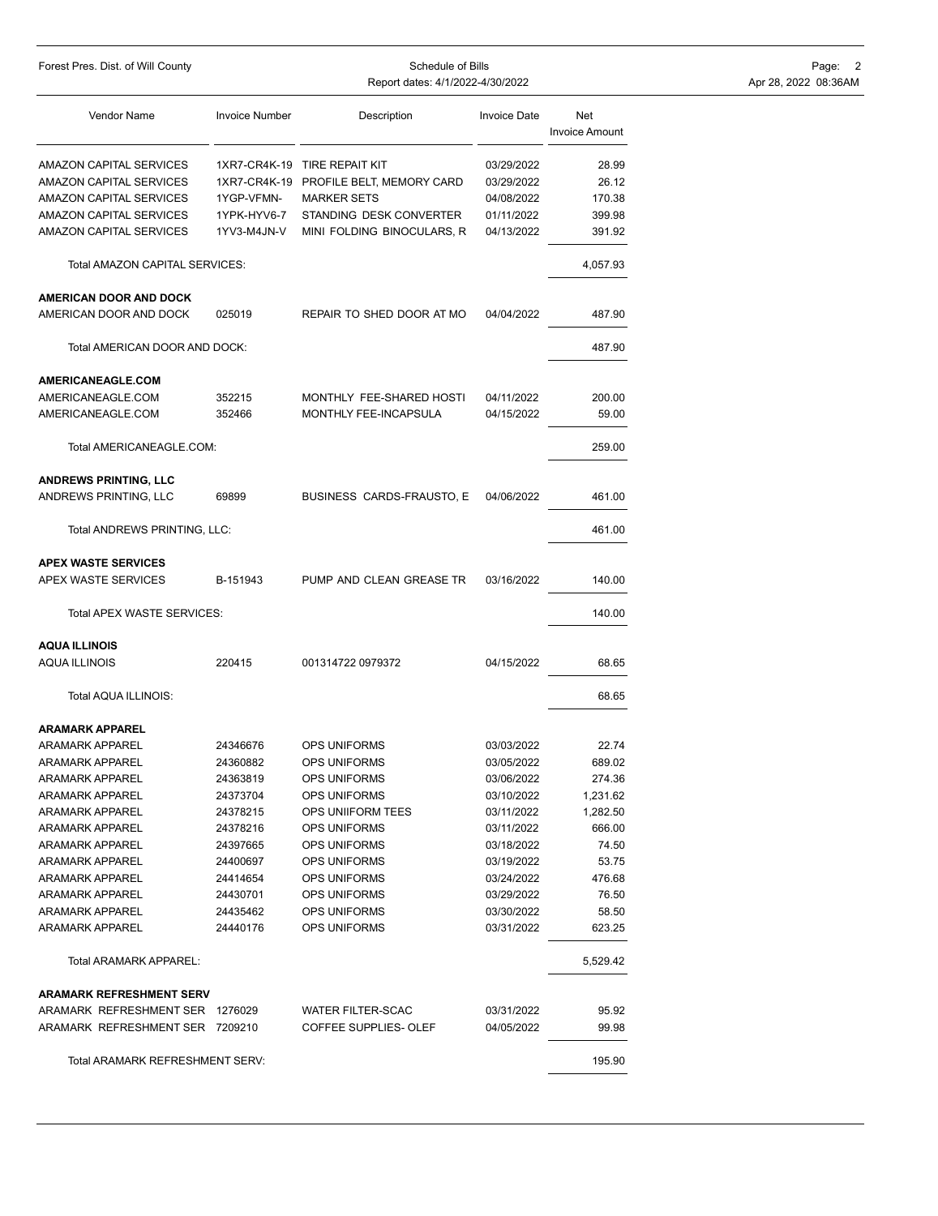| Vendor Name | Invoice Number | Description | Invoice Date | Net Invoice Amount |
|---|---|---|---|---|
| AMAZON CAPITAL SERVICES | 1XR7-CR4K-19 | TIRE REPAIT KIT | 03/29/2022 | 28.99 |
| AMAZON CAPITAL SERVICES | 1XR7-CR4K-19 | PROFILE BELT, MEMORY CARD | 03/29/2022 | 26.12 |
| AMAZON CAPITAL SERVICES | 1YGP-VFMN- | MARKER SETS | 04/08/2022 | 170.38 |
| AMAZON CAPITAL SERVICES | 1YPK-HYV6-7 | STANDING DESK CONVERTER | 01/11/2022 | 399.98 |
| AMAZON CAPITAL SERVICES | 1YV3-M4JN-V | MINI FOLDING BINOCULARS, R | 04/13/2022 | 391.92 |
| Total AMAZON CAPITAL SERVICES: | | | | 4,057.93 |
| **AMERICAN DOOR AND DOCK** | | | | |
| AMERICAN DOOR AND DOCK | 025019 | REPAIR TO SHED DOOR AT MO | 04/04/2022 | 487.90 |
| Total AMERICAN DOOR AND DOCK: | | | | 487.90 |
| **AMERICANEAGLE.COM** | | | | |
| AMERICANEAGLE.COM | 352215 | MONTHLY FEE-SHARED HOSTI | 04/11/2022 | 200.00 |
| AMERICANEAGLE.COM | 352466 | MONTHLY FEE-INCAPSULA | 04/15/2022 | 59.00 |
| Total AMERICANEAGLE.COM: | | | | 259.00 |
| **ANDREWS PRINTING, LLC** | | | | |
| ANDREWS PRINTING, LLC | 69899 | BUSINESS CARDS-FRAUSTO, E | 04/06/2022 | 461.00 |
| Total ANDREWS PRINTING, LLC: | | | | 461.00 |
| **APEX WASTE SERVICES** | | | | |
| APEX WASTE SERVICES | B-151943 | PUMP AND CLEAN GREASE TR | 03/16/2022 | 140.00 |
| Total APEX WASTE SERVICES: | | | | 140.00 |
| **AQUA ILLINOIS** | | | | |
| AQUA ILLINOIS | 220415 | 001314722 0979372 | 04/15/2022 | 68.65 |
| Total AQUA ILLINOIS: | | | | 68.65 |
| **ARAMARK APPAREL** | | | | |
| ARAMARK APPAREL | 24346676 | OPS UNIFORMS | 03/03/2022 | 22.74 |
| ARAMARK APPAREL | 24360882 | OPS UNIFORMS | 03/05/2022 | 689.02 |
| ARAMARK APPAREL | 24363819 | OPS UNIFORMS | 03/06/2022 | 274.36 |
| ARAMARK APPAREL | 24373704 | OPS UNIFORMS | 03/10/2022 | 1,231.62 |
| ARAMARK APPAREL | 24378215 | OPS UNIIFORM TEES | 03/11/2022 | 1,282.50 |
| ARAMARK APPAREL | 24378216 | OPS UNIFORMS | 03/11/2022 | 666.00 |
| ARAMARK APPAREL | 24397665 | OPS UNIFORMS | 03/18/2022 | 74.50 |
| ARAMARK APPAREL | 24400697 | OPS UNIFORMS | 03/19/2022 | 53.75 |
| ARAMARK APPAREL | 24414654 | OPS UNIFORMS | 03/24/2022 | 476.68 |
| ARAMARK APPAREL | 24430701 | OPS UNIFORMS | 03/29/2022 | 76.50 |
| ARAMARK APPAREL | 24435462 | OPS UNIFORMS | 03/30/2022 | 58.50 |
| ARAMARK APPAREL | 24440176 | OPS UNIFORMS | 03/31/2022 | 623.25 |
| Total ARAMARK APPAREL: | | | | 5,529.42 |
| **ARAMARK REFRESHMENT SERV** | | | | |
| ARAMARK REFRESHMENT SER | 1276029 | WATER FILTER-SCAC | 03/31/2022 | 95.92 |
| ARAMARK REFRESHMENT SER | 7209210 | COFFEE SUPPLIES- OLEF | 04/05/2022 | 99.98 |
| Total ARAMARK REFRESHMENT SERV: | | | | 195.90 |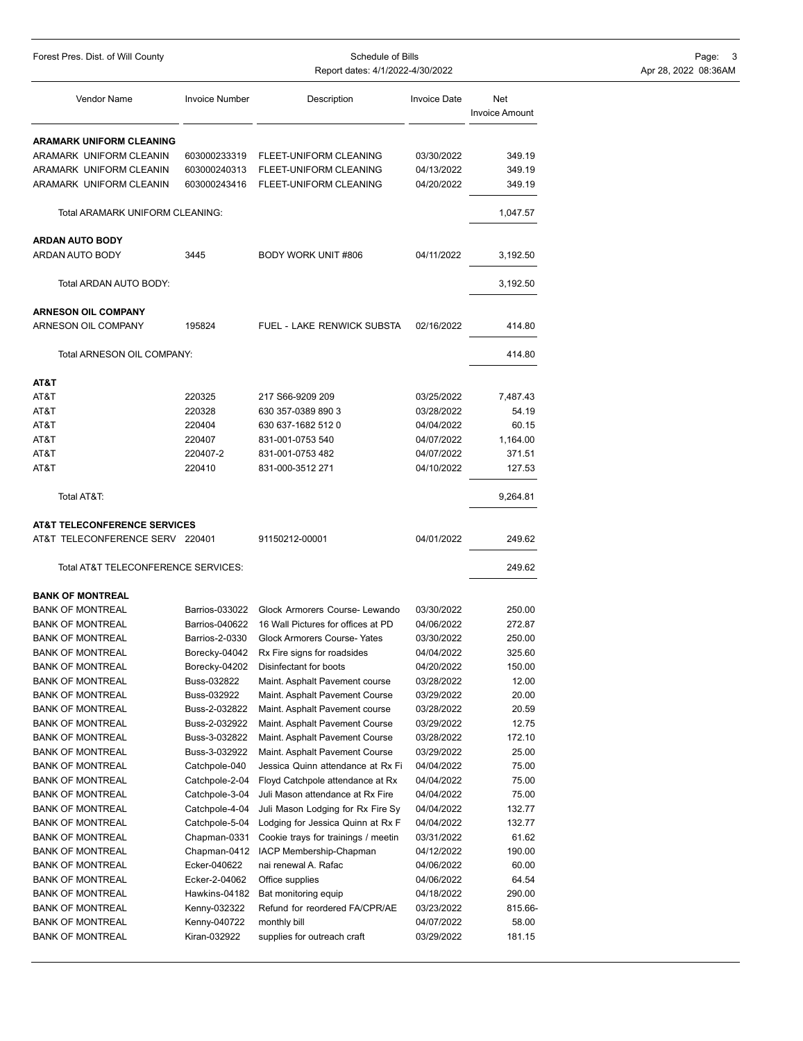Forest Pres. Dist. of Will County

Schedule of Bills
Report dates: 4/1/2022-4/30/2022

| Vendor Name | Invoice Number | Description | Invoice Date | Net Invoice Amount |
|---|---|---|---|---|
| **ARAMARK UNIFORM CLEANING** | | | | |
| ARAMARK UNIFORM CLEANIN | 603000233319 | FLEET-UNIFORM CLEANING | 03/30/2022 | 349.19 |
| ARAMARK UNIFORM CLEANIN | 603000240313 | FLEET-UNIFORM CLEANING | 04/13/2022 | 349.19 |
| ARAMARK UNIFORM CLEANIN | 603000243416 | FLEET-UNIFORM CLEANING | 04/20/2022 | 349.19 |
| Total ARAMARK UNIFORM CLEANING: | | | | 1,047.57 |
| **ARDAN AUTO BODY** | | | | |
| ARDAN AUTO BODY | 3445 | BODY WORK UNIT #806 | 04/11/2022 | 3,192.50 |
| Total ARDAN AUTO BODY: | | | | 3,192.50 |
| **ARNESON OIL COMPANY** | | | | |
| ARNESON OIL COMPANY | 195824 | FUEL - LAKE RENWICK SUBSTA | 02/16/2022 | 414.80 |
| Total ARNESON OIL COMPANY: | | | | 414.80 |
| **AT&T** | | | | |
| AT&T | 220325 | 217 S66-9209 209 | 03/25/2022 | 7,487.43 |
| AT&T | 220328 | 630 357-0389 890 3 | 03/28/2022 | 54.19 |
| AT&T | 220404 | 630 637-1682 512 0 | 04/04/2022 | 60.15 |
| AT&T | 220407 | 831-001-0753 540 | 04/07/2022 | 1,164.00 |
| AT&T | 220407-2 | 831-001-0753 482 | 04/07/2022 | 371.51 |
| AT&T | 220410 | 831-000-3512 271 | 04/10/2022 | 127.53 |
| Total AT&T: | | | | 9,264.81 |
| **AT&T TELECONFERENCE SERVICES** | | | | |
| AT&T TELECONFERENCE SERV | 220401 | 91150212-00001 | 04/01/2022 | 249.62 |
| Total AT&T TELECONFERENCE SERVICES: | | | | 249.62 |
| **BANK OF MONTREAL** | | | | |
| BANK OF MONTREAL | Barrios-033022 | Glock Armorers Course- Lewando | 03/30/2022 | 250.00 |
| BANK OF MONTREAL | Barrios-040622 | 16 Wall Pictures for offices at PD | 04/06/2022 | 272.87 |
| BANK OF MONTREAL | Barrios-2-0330 | Glock Armorers Course- Yates | 03/30/2022 | 250.00 |
| BANK OF MONTREAL | Borecky-04042 | Rx Fire signs for roadsides | 04/04/2022 | 325.60 |
| BANK OF MONTREAL | Borecky-04202 | Disinfectant for boots | 04/20/2022 | 150.00 |
| BANK OF MONTREAL | Buss-032822 | Maint. Asphalt Pavement course | 03/28/2022 | 12.00 |
| BANK OF MONTREAL | Buss-032922 | Maint. Asphalt Pavement Course | 03/29/2022 | 20.00 |
| BANK OF MONTREAL | Buss-2-032822 | Maint. Asphalt Pavement course | 03/28/2022 | 20.59 |
| BANK OF MONTREAL | Buss-2-032922 | Maint. Asphalt Pavement Course | 03/29/2022 | 12.75 |
| BANK OF MONTREAL | Buss-3-032822 | Maint. Asphalt Pavement Course | 03/28/2022 | 172.10 |
| BANK OF MONTREAL | Buss-3-032922 | Maint. Asphalt Pavement Course | 03/29/2022 | 25.00 |
| BANK OF MONTREAL | Catchpole-040 | Jessica Quinn attendance at Rx Fi | 04/04/2022 | 75.00 |
| BANK OF MONTREAL | Catchpole-2-04 | Floyd Catchpole attendance at Rx | 04/04/2022 | 75.00 |
| BANK OF MONTREAL | Catchpole-3-04 | Juli Mason attendance at Rx Fire | 04/04/2022 | 75.00 |
| BANK OF MONTREAL | Catchpole-4-04 | Juli Mason Lodging for Rx Fire Sy | 04/04/2022 | 132.77 |
| BANK OF MONTREAL | Catchpole-5-04 | Lodging for Jessica Quinn at Rx F | 04/04/2022 | 132.77 |
| BANK OF MONTREAL | Chapman-0331 | Cookie trays for trainings / meetin | 03/31/2022 | 61.62 |
| BANK OF MONTREAL | Chapman-0412 | IACP Membership-Chapman | 04/12/2022 | 190.00 |
| BANK OF MONTREAL | Ecker-040622 | nai renewal A. Rafac | 04/06/2022 | 60.00 |
| BANK OF MONTREAL | Ecker-2-04062 | Office supplies | 04/06/2022 | 64.54 |
| BANK OF MONTREAL | Hawkins-04182 | Bat monitoring equip | 04/18/2022 | 290.00 |
| BANK OF MONTREAL | Kenny-032322 | Refund for reordered FA/CPR/AE | 03/23/2022 | 815.66- |
| BANK OF MONTREAL | Kenny-040722 | monthly bill | 04/07/2022 | 58.00 |
| BANK OF MONTREAL | Kiran-032922 | supplies for outreach craft | 03/29/2022 | 181.15 |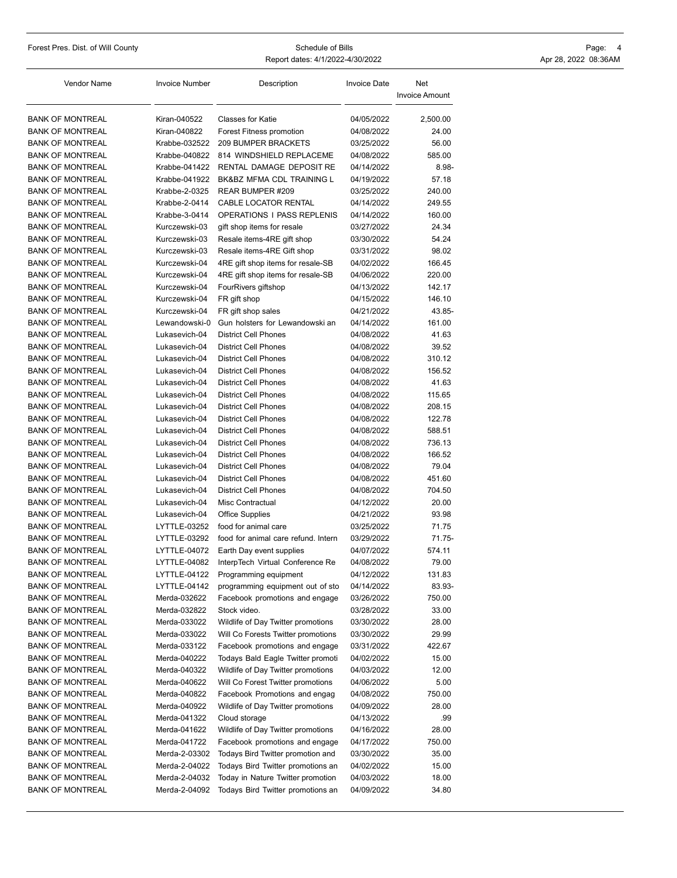| Vendor Name | Invoice Number | Description | Invoice Date | Net Invoice Amount |
|---|---|---|---|---|
| BANK OF MONTREAL | Kiran-040522 | Classes for Katie | 04/05/2022 | 2,500.00 |
| BANK OF MONTREAL | Kiran-040822 | Forest Fitness promotion | 04/08/2022 | 24.00 |
| BANK OF MONTREAL | Krabbe-032522 | 209 BUMPER BRACKETS | 03/25/2022 | 56.00 |
| BANK OF MONTREAL | Krabbe-040822 | 814 WINDSHIELD REPLACEME | 04/08/2022 | 585.00 |
| BANK OF MONTREAL | Krabbe-041422 | RENTAL DAMAGE DEPOSIT RE | 04/14/2022 | 8.98- |
| BANK OF MONTREAL | Krabbe-041922 | BK&BZ MFMA CDL TRAINING L | 04/19/2022 | 57.18 |
| BANK OF MONTREAL | Krabbe-2-0325 | REAR BUMPER #209 | 03/25/2022 | 240.00 |
| BANK OF MONTREAL | Krabbe-2-0414 | CABLE LOCATOR RENTAL | 04/14/2022 | 249.55 |
| BANK OF MONTREAL | Krabbe-3-0414 | OPERATIONS I PASS REPLENIS | 04/14/2022 | 160.00 |
| BANK OF MONTREAL | Kurczewski-03 | gift shop items for resale | 03/27/2022 | 24.34 |
| BANK OF MONTREAL | Kurczewski-03 | Resale items-4RE gift shop | 03/30/2022 | 54.24 |
| BANK OF MONTREAL | Kurczewski-03 | Resale items-4RE Gift shop | 03/31/2022 | 98.02 |
| BANK OF MONTREAL | Kurczewski-04 | 4RE gift shop items for resale-SB | 04/02/2022 | 166.45 |
| BANK OF MONTREAL | Kurczewski-04 | 4RE gift shop items for resale-SB | 04/06/2022 | 220.00 |
| BANK OF MONTREAL | Kurczewski-04 | FourRivers giftshop | 04/13/2022 | 142.17 |
| BANK OF MONTREAL | Kurczewski-04 | FR gift shop | 04/15/2022 | 146.10 |
| BANK OF MONTREAL | Kurczewski-04 | FR gift shop sales | 04/21/2022 | 43.85- |
| BANK OF MONTREAL | Lewandowski-0 | Gun holsters for Lewandowski an | 04/14/2022 | 161.00 |
| BANK OF MONTREAL | Lukasevich-04 | District Cell Phones | 04/08/2022 | 41.63 |
| BANK OF MONTREAL | Lukasevich-04 | District Cell Phones | 04/08/2022 | 39.52 |
| BANK OF MONTREAL | Lukasevich-04 | District Cell Phones | 04/08/2022 | 310.12 |
| BANK OF MONTREAL | Lukasevich-04 | District Cell Phones | 04/08/2022 | 156.52 |
| BANK OF MONTREAL | Lukasevich-04 | District Cell Phones | 04/08/2022 | 41.63 |
| BANK OF MONTREAL | Lukasevich-04 | District Cell Phones | 04/08/2022 | 115.65 |
| BANK OF MONTREAL | Lukasevich-04 | District Cell Phones | 04/08/2022 | 208.15 |
| BANK OF MONTREAL | Lukasevich-04 | District Cell Phones | 04/08/2022 | 122.78 |
| BANK OF MONTREAL | Lukasevich-04 | District Cell Phones | 04/08/2022 | 588.51 |
| BANK OF MONTREAL | Lukasevich-04 | District Cell Phones | 04/08/2022 | 736.13 |
| BANK OF MONTREAL | Lukasevich-04 | District Cell Phones | 04/08/2022 | 166.52 |
| BANK OF MONTREAL | Lukasevich-04 | District Cell Phones | 04/08/2022 | 79.04 |
| BANK OF MONTREAL | Lukasevich-04 | District Cell Phones | 04/08/2022 | 451.60 |
| BANK OF MONTREAL | Lukasevich-04 | District Cell Phones | 04/08/2022 | 704.50 |
| BANK OF MONTREAL | Lukasevich-04 | Misc Contractual | 04/12/2022 | 20.00 |
| BANK OF MONTREAL | Lukasevich-04 | Office Supplies | 04/21/2022 | 93.98 |
| BANK OF MONTREAL | LYTTLE-03252 | food for animal care | 03/25/2022 | 71.75 |
| BANK OF MONTREAL | LYTTLE-03292 | food for animal care refund. Intern | 03/29/2022 | 71.75- |
| BANK OF MONTREAL | LYTTLE-04072 | Earth Day event supplies | 04/07/2022 | 574.11 |
| BANK OF MONTREAL | LYTTLE-04082 | InterpTech Virtual Conference Re | 04/08/2022 | 79.00 |
| BANK OF MONTREAL | LYTTLE-04122 | Programming equipment | 04/12/2022 | 131.83 |
| BANK OF MONTREAL | LYTTLE-04142 | programming equipment out of sto | 04/14/2022 | 83.93- |
| BANK OF MONTREAL | Merda-032622 | Facebook promotions and engage | 03/26/2022 | 750.00 |
| BANK OF MONTREAL | Merda-032822 | Stock video. | 03/28/2022 | 33.00 |
| BANK OF MONTREAL | Merda-033022 | Wildlife of Day Twitter promotions | 03/30/2022 | 28.00 |
| BANK OF MONTREAL | Merda-033022 | Will Co Forests Twitter promotions | 03/30/2022 | 29.99 |
| BANK OF MONTREAL | Merda-033122 | Facebook promotions and engage | 03/31/2022 | 422.67 |
| BANK OF MONTREAL | Merda-040222 | Todays Bald Eagle Twitter promoti | 04/02/2022 | 15.00 |
| BANK OF MONTREAL | Merda-040322 | Wildlife of Day Twitter promotions | 04/03/2022 | 12.00 |
| BANK OF MONTREAL | Merda-040622 | Will Co Forest Twitter promotions | 04/06/2022 | 5.00 |
| BANK OF MONTREAL | Merda-040822 | Facebook Promotions and engag | 04/08/2022 | 750.00 |
| BANK OF MONTREAL | Merda-040922 | Wildlife of Day Twitter promotions | 04/09/2022 | 28.00 |
| BANK OF MONTREAL | Merda-041322 | Cloud storage | 04/13/2022 | .99 |
| BANK OF MONTREAL | Merda-041622 | Wildlife of Day Twitter promotions | 04/16/2022 | 28.00 |
| BANK OF MONTREAL | Merda-041722 | Facebook promotions and engage | 04/17/2022 | 750.00 |
| BANK OF MONTREAL | Merda-2-03302 | Todays Bird Twitter promotion and | 03/30/2022 | 35.00 |
| BANK OF MONTREAL | Merda-2-04022 | Todays Bird Twitter promotions an | 04/02/2022 | 15.00 |
| BANK OF MONTREAL | Merda-2-04032 | Today in Nature Twitter promotion | 04/03/2022 | 18.00 |
| BANK OF MONTREAL | Merda-2-04092 | Todays Bird Twitter promotions an | 04/09/2022 | 34.80 |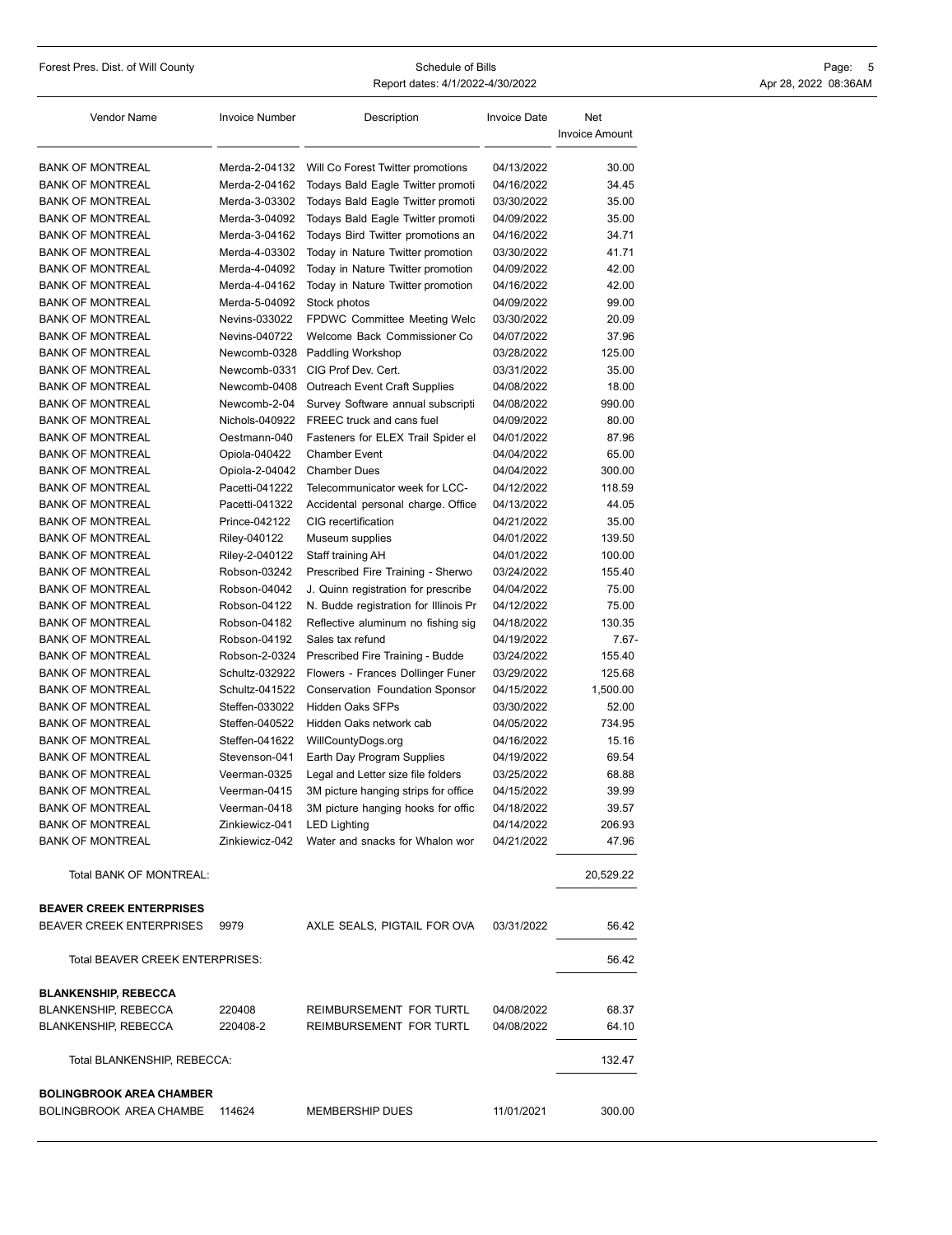| Vendor Name | Invoice Number | Description | Invoice Date | Net Invoice Amount |
|---|---|---|---|---|
| BANK OF MONTREAL | Merda-2-04132 | Will Co Forest Twitter promotions | 04/13/2022 | 30.00 |
| BANK OF MONTREAL | Merda-2-04162 | Todays Bald Eagle Twitter promoti | 04/16/2022 | 34.45 |
| BANK OF MONTREAL | Merda-3-03302 | Todays Bald Eagle Twitter promoti | 03/30/2022 | 35.00 |
| BANK OF MONTREAL | Merda-3-04092 | Todays Bald Eagle Twitter promoti | 04/09/2022 | 35.00 |
| BANK OF MONTREAL | Merda-3-04162 | Todays Bird Twitter promotions an | 04/16/2022 | 34.71 |
| BANK OF MONTREAL | Merda-4-03302 | Today in Nature Twitter promotion | 03/30/2022 | 41.71 |
| BANK OF MONTREAL | Merda-4-04092 | Today in Nature Twitter promotion | 04/09/2022 | 42.00 |
| BANK OF MONTREAL | Merda-4-04162 | Today in Nature Twitter promotion | 04/16/2022 | 42.00 |
| BANK OF MONTREAL | Merda-5-04092 | Stock photos | 04/09/2022 | 99.00 |
| BANK OF MONTREAL | Nevins-033022 | FPDWC Committee Meeting Welc | 03/30/2022 | 20.09 |
| BANK OF MONTREAL | Nevins-040722 | Welcome Back Commissioner Co | 04/07/2022 | 37.96 |
| BANK OF MONTREAL | Newcomb-0328 | Paddling Workshop | 03/28/2022 | 125.00 |
| BANK OF MONTREAL | Newcomb-0331 | CIG Prof Dev. Cert. | 03/31/2022 | 35.00 |
| BANK OF MONTREAL | Newcomb-0408 | Outreach Event Craft Supplies | 04/08/2022 | 18.00 |
| BANK OF MONTREAL | Newcomb-2-04 | Survey Software annual subscripti | 04/08/2022 | 990.00 |
| BANK OF MONTREAL | Nichols-040922 | FREEC truck and cans fuel | 04/09/2022 | 80.00 |
| BANK OF MONTREAL | Oestmann-040 | Fasteners for ELEX Trail Spider el | 04/01/2022 | 87.96 |
| BANK OF MONTREAL | Opiola-040422 | Chamber Event | 04/04/2022 | 65.00 |
| BANK OF MONTREAL | Opiola-2-04042 | Chamber Dues | 04/04/2022 | 300.00 |
| BANK OF MONTREAL | Pacetti-041222 | Telecommunicator week for LCC- | 04/12/2022 | 118.59 |
| BANK OF MONTREAL | Pacetti-041322 | Accidental personal charge. Office | 04/13/2022 | 44.05 |
| BANK OF MONTREAL | Prince-042122 | CIG recertification | 04/21/2022 | 35.00 |
| BANK OF MONTREAL | Riley-040122 | Museum supplies | 04/01/2022 | 139.50 |
| BANK OF MONTREAL | Riley-2-040122 | Staff training AH | 04/01/2022 | 100.00 |
| BANK OF MONTREAL | Robson-03242 | Prescribed Fire Training - Sherwo | 03/24/2022 | 155.40 |
| BANK OF MONTREAL | Robson-04042 | J. Quinn registration for prescribe | 04/04/2022 | 75.00 |
| BANK OF MONTREAL | Robson-04122 | N. Budde registration for Illinois Pr | 04/12/2022 | 75.00 |
| BANK OF MONTREAL | Robson-04182 | Reflective aluminum no fishing sig | 04/18/2022 | 130.35 |
| BANK OF MONTREAL | Robson-04192 | Sales tax refund | 04/19/2022 | 7.67- |
| BANK OF MONTREAL | Robson-2-0324 | Prescribed Fire Training - Budde | 03/24/2022 | 155.40 |
| BANK OF MONTREAL | Schultz-032922 | Flowers - Frances Dollinger Funer | 03/29/2022 | 125.68 |
| BANK OF MONTREAL | Schultz-041522 | Conservation Foundation Sponsor | 04/15/2022 | 1,500.00 |
| BANK OF MONTREAL | Steffen-033022 | Hidden Oaks SFPs | 03/30/2022 | 52.00 |
| BANK OF MONTREAL | Steffen-040522 | Hidden Oaks network cab | 04/05/2022 | 734.95 |
| BANK OF MONTREAL | Steffen-041622 | WillCountyDogs.org | 04/16/2022 | 15.16 |
| BANK OF MONTREAL | Stevenson-041 | Earth Day Program Supplies | 04/19/2022 | 69.54 |
| BANK OF MONTREAL | Veerman-0325 | Legal and Letter size file folders | 03/25/2022 | 68.88 |
| BANK OF MONTREAL | Veerman-0415 | 3M picture hanging strips for office | 04/15/2022 | 39.99 |
| BANK OF MONTREAL | Veerman-0418 | 3M picture hanging hooks for offic | 04/18/2022 | 39.57 |
| BANK OF MONTREAL | Zinkiewicz-041 | LED Lighting | 04/14/2022 | 206.93 |
| BANK OF MONTREAL | Zinkiewicz-042 | Water and snacks for Whalon wor | 04/21/2022 | 47.96 |
| Total BANK OF MONTREAL: | | | | 20,529.22 |
| **BEAVER CREEK ENTERPRISES** | | | | |
| BEAVER CREEK ENTERPRISES | 9979 | AXLE SEALS, PIGTAIL FOR OVA | 03/31/2022 | 56.42 |
| Total BEAVER CREEK ENTERPRISES: | | | | 56.42 |
| **BLANKENSHIP, REBECCA** | | | | |
| BLANKENSHIP, REBECCA | 220408 | REIMBURSEMENT FOR TURTL | 04/08/2022 | 68.37 |
| BLANKENSHIP, REBECCA | 220408-2 | REIMBURSEMENT FOR TURTL | 04/08/2022 | 64.10 |
| Total BLANKENSHIP, REBECCA: | | | | 132.47 |
| **BOLINGBROOK AREA CHAMBER** | | | | |
| BOLINGBROOK AREA CHAMBE | 114624 | MEMBERSHIP DUES | 11/01/2021 | 300.00 |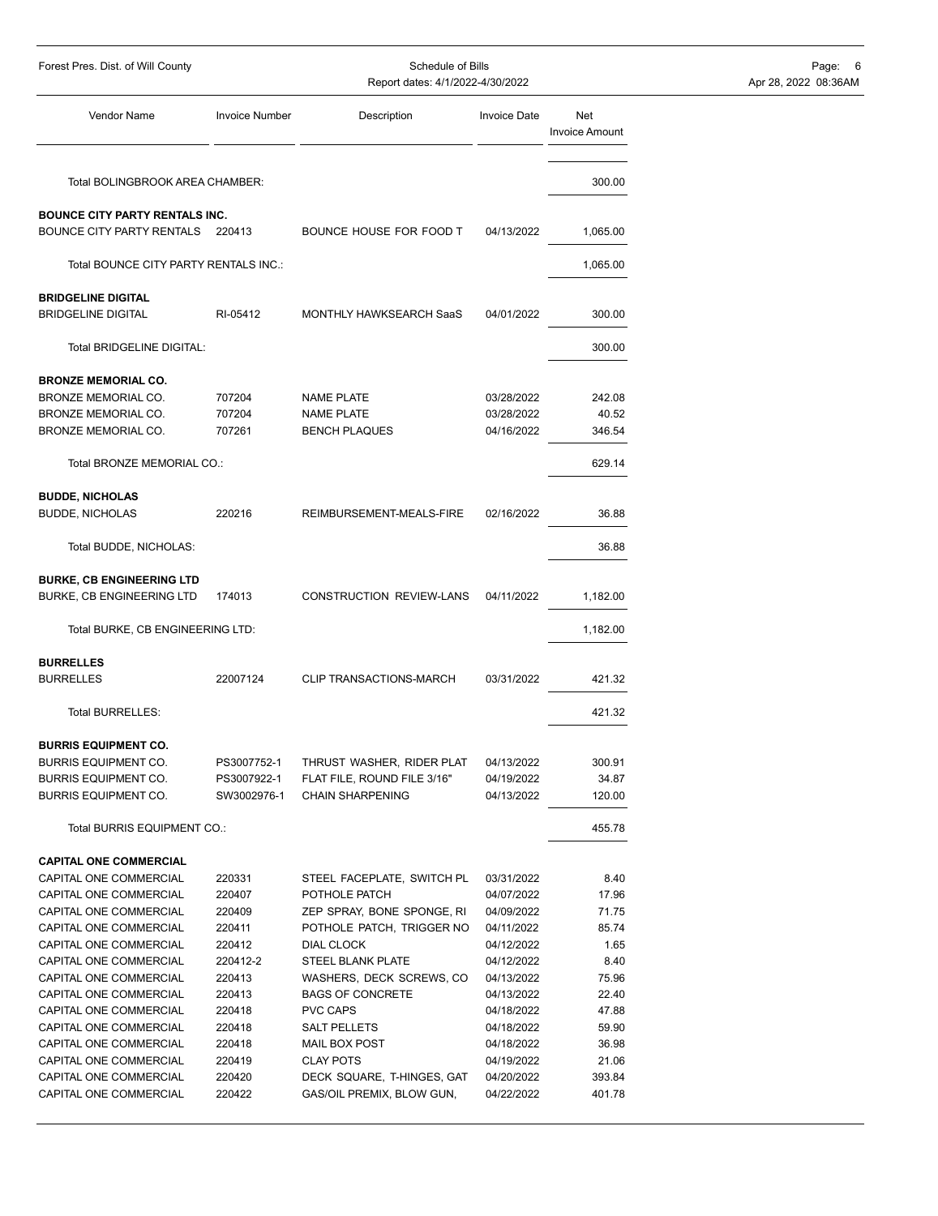| Vendor Name | Invoice Number | Description | Invoice Date | Net Invoice Amount |
|---|---|---|---|---|
| Total BOLINGBROOK AREA CHAMBER: | | | | 300.00 |
| **BOUNCE CITY PARTY RENTALS INC.** | | | | |
| BOUNCE CITY PARTY RENTALS | 220413 | BOUNCE HOUSE FOR FOOD T | 04/13/2022 | 1,065.00 |
| Total BOUNCE CITY PARTY RENTALS INC.: | | | | 1,065.00 |
| **BRIDGELINE DIGITAL** | | | | |
| BRIDGELINE DIGITAL | RI-05412 | MONTHLY HAWKSEARCH SaaS | 04/01/2022 | 300.00 |
| Total BRIDGELINE DIGITAL: | | | | 300.00 |
| **BRONZE MEMORIAL CO.** | | | | |
| BRONZE MEMORIAL CO. | 707204 | NAME PLATE | 03/28/2022 | 242.08 |
| BRONZE MEMORIAL CO. | 707204 | NAME PLATE | 03/28/2022 | 40.52 |
| BRONZE MEMORIAL CO. | 707261 | BENCH PLAQUES | 04/16/2022 | 346.54 |
| Total BRONZE MEMORIAL CO.: | | | | 629.14 |
| **BUDDE, NICHOLAS** | | | | |
| BUDDE, NICHOLAS | 220216 | REIMBURSEMENT-MEALS-FIRE | 02/16/2022 | 36.88 |
| Total BUDDE, NICHOLAS: | | | | 36.88 |
| **BURKE, CB ENGINEERING LTD** | | | | |
| BURKE, CB ENGINEERING LTD | 174013 | CONSTRUCTION REVIEW-LANS | 04/11/2022 | 1,182.00 |
| Total BURKE, CB ENGINEERING LTD: | | | | 1,182.00 |
| **BURRELLES** | | | | |
| BURRELLES | 22007124 | CLIP TRANSACTIONS-MARCH | 03/31/2022 | 421.32 |
| Total BURRELLES: | | | | 421.32 |
| **BURRIS EQUIPMENT CO.** | | | | |
| BURRIS EQUIPMENT CO. | PS3007752-1 | THRUST WASHER, RIDER PLAT | 04/13/2022 | 300.91 |
| BURRIS EQUIPMENT CO. | PS3007922-1 | FLAT FILE, ROUND FILE 3/16" | 04/19/2022 | 34.87 |
| BURRIS EQUIPMENT CO. | SW3002976-1 | CHAIN SHARPENING | 04/13/2022 | 120.00 |
| Total BURRIS EQUIPMENT CO.: | | | | 455.78 |
| **CAPITAL ONE COMMERCIAL** | | | | |
| CAPITAL ONE COMMERCIAL | 220331 | STEEL FACEPLATE, SWITCH PL | 03/31/2022 | 8.40 |
| CAPITAL ONE COMMERCIAL | 220407 | POTHOLE PATCH | 04/07/2022 | 17.96 |
| CAPITAL ONE COMMERCIAL | 220409 | ZEP SPRAY, BONE SPONGE, RI | 04/09/2022 | 71.75 |
| CAPITAL ONE COMMERCIAL | 220411 | POTHOLE PATCH, TRIGGER NO | 04/11/2022 | 85.74 |
| CAPITAL ONE COMMERCIAL | 220412 | DIAL CLOCK | 04/12/2022 | 1.65 |
| CAPITAL ONE COMMERCIAL | 220412-2 | STEEL BLANK PLATE | 04/12/2022 | 8.40 |
| CAPITAL ONE COMMERCIAL | 220413 | WASHERS, DECK SCREWS, CO | 04/13/2022 | 75.96 |
| CAPITAL ONE COMMERCIAL | 220413 | BAGS OF CONCRETE | 04/13/2022 | 22.40 |
| CAPITAL ONE COMMERCIAL | 220418 | PVC CAPS | 04/18/2022 | 47.88 |
| CAPITAL ONE COMMERCIAL | 220418 | SALT PELLETS | 04/18/2022 | 59.90 |
| CAPITAL ONE COMMERCIAL | 220418 | MAIL BOX POST | 04/18/2022 | 36.98 |
| CAPITAL ONE COMMERCIAL | 220419 | CLAY POTS | 04/19/2022 | 21.06 |
| CAPITAL ONE COMMERCIAL | 220420 | DECK SQUARE, T-HINGES, GAT | 04/20/2022 | 393.84 |
| CAPITAL ONE COMMERCIAL | 220422 | GAS/OIL PREMIX, BLOW GUN, | 04/22/2022 | 401.78 |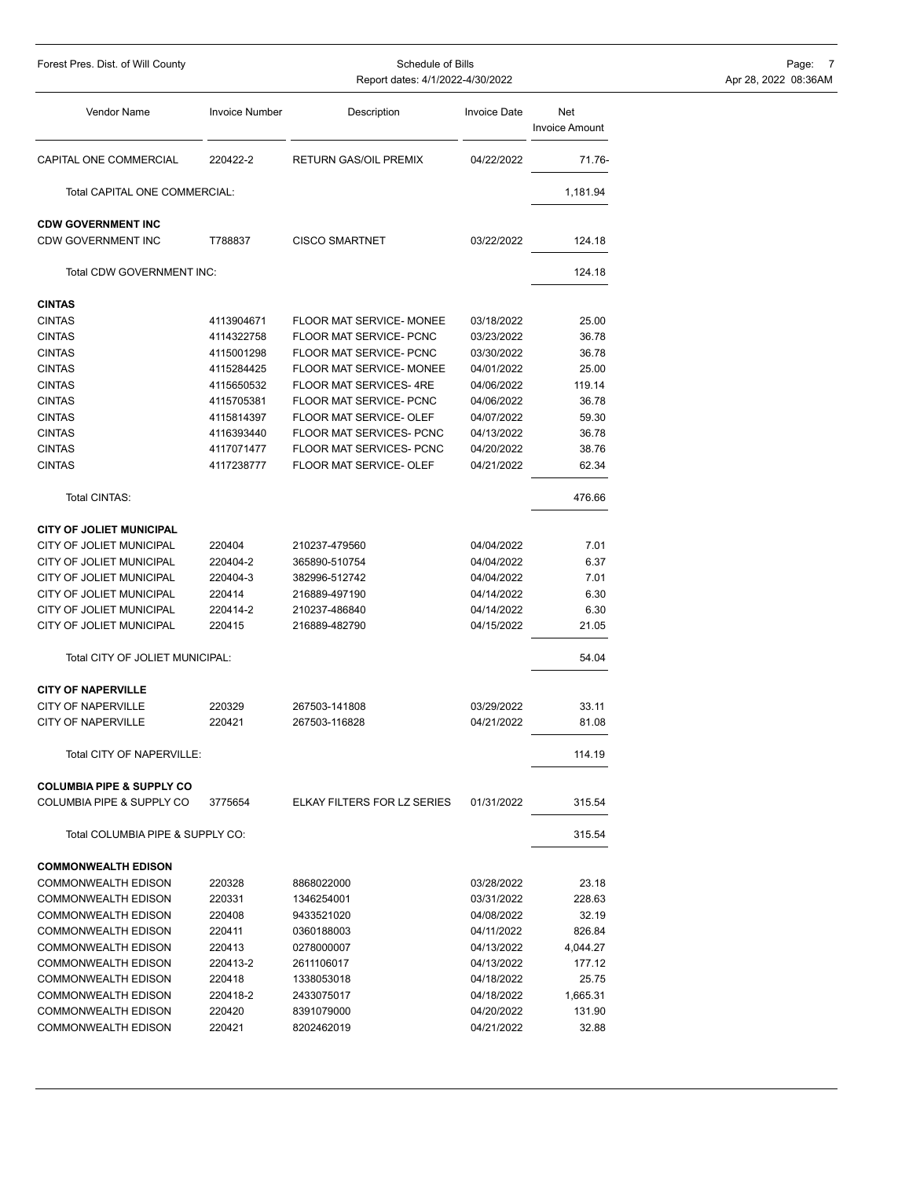Forest Pres. Dist. of Will County

Schedule of Bills
Report dates: 4/1/2022-4/30/2022

| Vendor Name | Invoice Number | Description | Invoice Date | Net Invoice Amount |
|---|---|---|---|---|
| CAPITAL ONE COMMERCIAL | 220422-2 | RETURN GAS/OIL PREMIX | 04/22/2022 | 71.76- |
| Total CAPITAL ONE COMMERCIAL: | | | | 1,181.94 |
| **CDW GOVERNMENT INC** | | | | |
| CDW GOVERNMENT INC | T788837 | CISCO SMARTNET | 03/22/2022 | 124.18 |
| Total CDW GOVERNMENT INC: | | | | 124.18 |
| **CINTAS** | | | | |
| CINTAS | 4113904671 | FLOOR MAT SERVICE- MONEE | 03/18/2022 | 25.00 |
| CINTAS | 4114322758 | FLOOR MAT SERVICE- PCNC | 03/23/2022 | 36.78 |
| CINTAS | 4115001298 | FLOOR MAT SERVICE- PCNC | 03/30/2022 | 36.78 |
| CINTAS | 4115284425 | FLOOR MAT SERVICE- MONEE | 04/01/2022 | 25.00 |
| CINTAS | 4115650532 | FLOOR MAT SERVICES- 4RE | 04/06/2022 | 119.14 |
| CINTAS | 4115705381 | FLOOR MAT SERVICE- PCNC | 04/06/2022 | 36.78 |
| CINTAS | 4115814397 | FLOOR MAT SERVICE- OLEF | 04/07/2022 | 59.30 |
| CINTAS | 4116393440 | FLOOR MAT SERVICES- PCNC | 04/13/2022 | 36.78 |
| CINTAS | 4117071477 | FLOOR MAT SERVICES- PCNC | 04/20/2022 | 38.76 |
| CINTAS | 4117238777 | FLOOR MAT SERVICE- OLEF | 04/21/2022 | 62.34 |
| Total CINTAS: | | | | 476.66 |
| **CITY OF JOLIET MUNICIPAL** | | | | |
| CITY OF JOLIET MUNICIPAL | 220404 | 210237-479560 | 04/04/2022 | 7.01 |
| CITY OF JOLIET MUNICIPAL | 220404-2 | 365890-510754 | 04/04/2022 | 6.37 |
| CITY OF JOLIET MUNICIPAL | 220404-3 | 382996-512742 | 04/04/2022 | 7.01 |
| CITY OF JOLIET MUNICIPAL | 220414 | 216889-497190 | 04/14/2022 | 6.30 |
| CITY OF JOLIET MUNICIPAL | 220414-2 | 210237-486840 | 04/14/2022 | 6.30 |
| CITY OF JOLIET MUNICIPAL | 220415 | 216889-482790 | 04/15/2022 | 21.05 |
| Total CITY OF JOLIET MUNICIPAL: | | | | 54.04 |
| **CITY OF NAPERVILLE** | | | | |
| CITY OF NAPERVILLE | 220329 | 267503-141808 | 03/29/2022 | 33.11 |
| CITY OF NAPERVILLE | 220421 | 267503-116828 | 04/21/2022 | 81.08 |
| Total CITY OF NAPERVILLE: | | | | 114.19 |
| **COLUMBIA PIPE & SUPPLY CO** | | | | |
| COLUMBIA PIPE & SUPPLY CO | 3775654 | ELKAY FILTERS FOR LZ SERIES | 01/31/2022 | 315.54 |
| Total COLUMBIA PIPE & SUPPLY CO: | | | | 315.54 |
| **COMMONWEALTH EDISON** | | | | |
| COMMONWEALTH EDISON | 220328 | 8868022000 | 03/28/2022 | 23.18 |
| COMMONWEALTH EDISON | 220331 | 1346254001 | 03/31/2022 | 228.63 |
| COMMONWEALTH EDISON | 220408 | 9433521020 | 04/08/2022 | 32.19 |
| COMMONWEALTH EDISON | 220411 | 0360188003 | 04/11/2022 | 826.84 |
| COMMONWEALTH EDISON | 220413 | 0278000007 | 04/13/2022 | 4,044.27 |
| COMMONWEALTH EDISON | 220413-2 | 2611106017 | 04/13/2022 | 177.12 |
| COMMONWEALTH EDISON | 220418 | 1338053018 | 04/18/2022 | 25.75 |
| COMMONWEALTH EDISON | 220418-2 | 2433075017 | 04/18/2022 | 1,665.31 |
| COMMONWEALTH EDISON | 220420 | 8391079000 | 04/20/2022 | 131.90 |
| COMMONWEALTH EDISON | 220421 | 8202462019 | 04/21/2022 | 32.88 |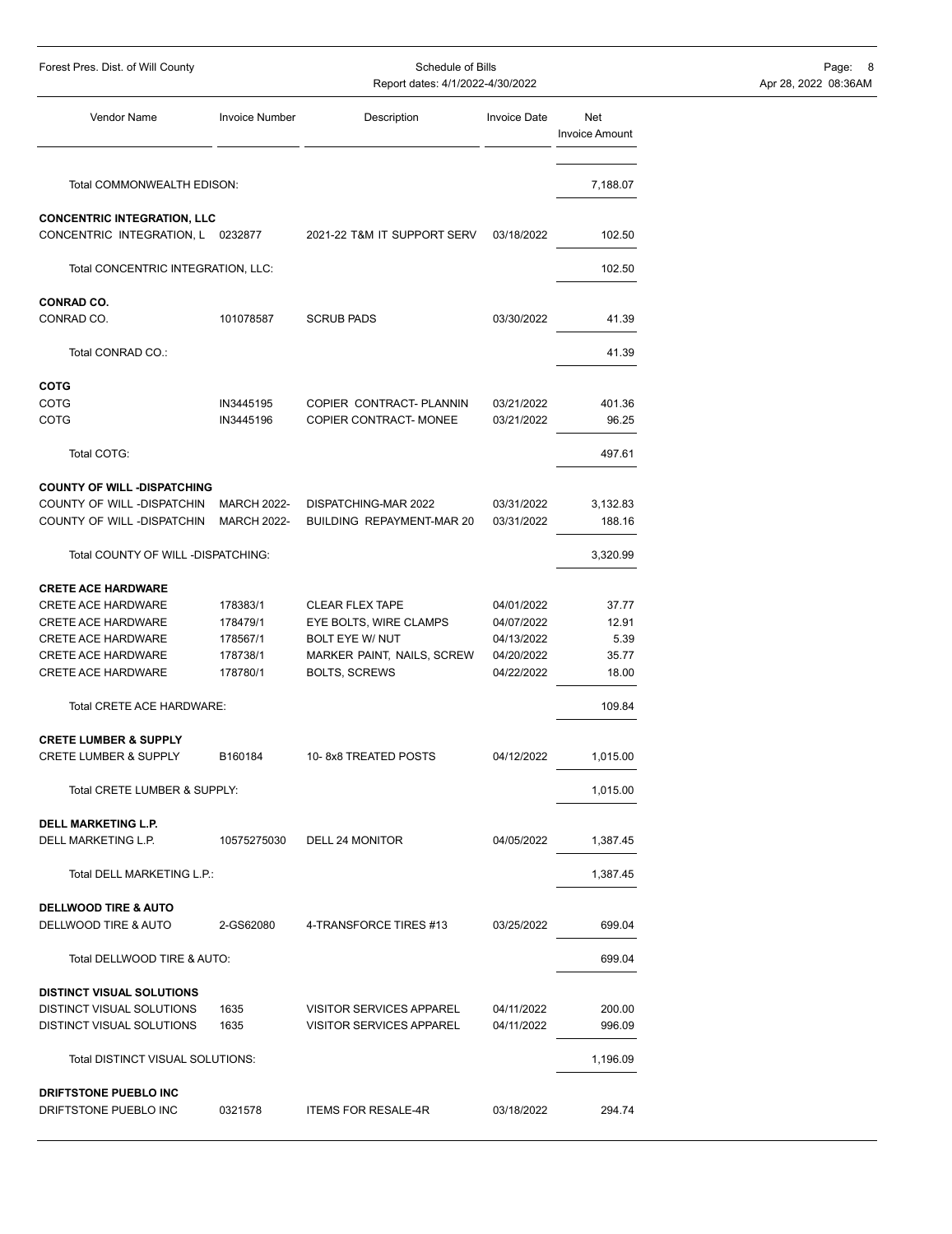| Vendor Name | Invoice Number | Description | Invoice Date | Net Invoice Amount |
|---|---|---|---|---|
| Total COMMONWEALTH EDISON: | | | | 7,188.07 |
| **CONCENTRIC INTEGRATION, LLC** | | | | |
| CONCENTRIC INTEGRATION, L | 0232877 | 2021-22 T&M IT SUPPORT SERV | 03/18/2022 | 102.50 |
| Total CONCENTRIC INTEGRATION, LLC: | | | | 102.50 |
| **CONRAD CO.** | | | | |
| CONRAD CO. | 101078587 | SCRUB PADS | 03/30/2022 | 41.39 |
| Total CONRAD CO.: | | | | 41.39 |
| **COTG** | | | | |
| COTG | IN3445195 | COPIER CONTRACT- PLANNIN | 03/21/2022 | 401.36 |
| COTG | IN3445196 | COPIER CONTRACT- MONEE | 03/21/2022 | 96.25 |
| Total COTG: | | | | 497.61 |
| **COUNTY OF WILL -DISPATCHING** | | | | |
| COUNTY OF WILL -DISPATCHIN | MARCH 2022- | DISPATCHING-MAR 2022 | 03/31/2022 | 3,132.83 |
| COUNTY OF WILL -DISPATCHIN | MARCH 2022- | BUILDING REPAYMENT-MAR 20 | 03/31/2022 | 188.16 |
| Total COUNTY OF WILL -DISPATCHING: | | | | 3,320.99 |
| **CRETE ACE HARDWARE** | | | | |
| CRETE ACE HARDWARE | 178383/1 | CLEAR FLEX TAPE | 04/01/2022 | 37.77 |
| CRETE ACE HARDWARE | 178479/1 | EYE BOLTS, WIRE CLAMPS | 04/07/2022 | 12.91 |
| CRETE ACE HARDWARE | 178567/1 | BOLT EYE W/ NUT | 04/13/2022 | 5.39 |
| CRETE ACE HARDWARE | 178738/1 | MARKER PAINT, NAILS, SCREW | 04/20/2022 | 35.77 |
| CRETE ACE HARDWARE | 178780/1 | BOLTS, SCREWS | 04/22/2022 | 18.00 |
| Total CRETE ACE HARDWARE: | | | | 109.84 |
| **CRETE LUMBER & SUPPLY** | | | | |
| CRETE LUMBER & SUPPLY | B160184 | 10- 8x8 TREATED POSTS | 04/12/2022 | 1,015.00 |
| Total CRETE LUMBER & SUPPLY: | | | | 1,015.00 |
| **DELL MARKETING L.P.** | | | | |
| DELL MARKETING L.P. | 10575275030 | DELL 24 MONITOR | 04/05/2022 | 1,387.45 |
| Total DELL MARKETING L.P.: | | | | 1,387.45 |
| **DELLWOOD TIRE & AUTO** | | | | |
| DELLWOOD TIRE & AUTO | 2-GS62080 | 4-TRANSFORCE TIRES #13 | 03/25/2022 | 699.04 |
| Total DELLWOOD TIRE & AUTO: | | | | 699.04 |
| **DISTINCT VISUAL SOLUTIONS** | | | | |
| DISTINCT VISUAL SOLUTIONS | 1635 | VISITOR SERVICES APPAREL | 04/11/2022 | 200.00 |
| DISTINCT VISUAL SOLUTIONS | 1635 | VISITOR SERVICES APPAREL | 04/11/2022 | 996.09 |
| Total DISTINCT VISUAL SOLUTIONS: | | | | 1,196.09 |
| **DRIFTSTONE PUEBLO INC** | | | | |
| DRIFTSTONE PUEBLO INC | 0321578 | ITEMS FOR RESALE-4R | 03/18/2022 | 294.74 |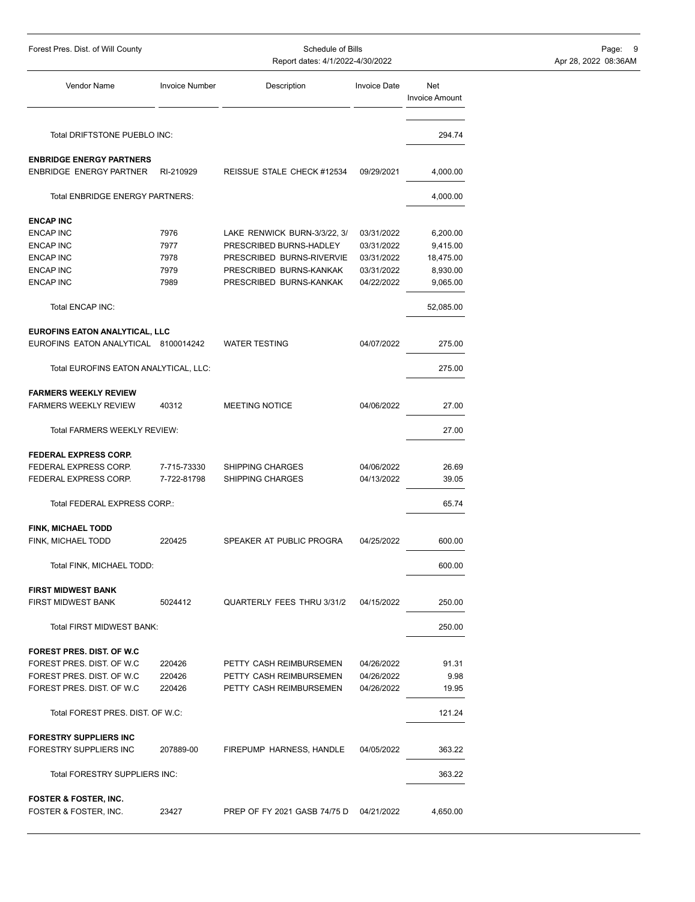| Vendor Name | Invoice Number | Description | Invoice Date | Net Invoice Amount |
|---|---|---|---|---|
| Total DRIFTSTONE PUEBLO INC: | | | | 294.74 |
| **ENBRIDGE ENERGY PARTNERS** | | | | |
| ENBRIDGE ENERGY PARTNER | RI-210929 | REISSUE STALE CHECK #12534 | 09/29/2021 | 4,000.00 |
| Total ENBRIDGE ENERGY PARTNERS: | | | | 4,000.00 |
| **ENCAP INC** | | | | |
| ENCAP INC | 7976 | LAKE RENWICK BURN-3/3/22, 3/ | 03/31/2022 | 6,200.00 |
| ENCAP INC | 7977 | PRESCRIBED BURNS-HADLEY | 03/31/2022 | 9,415.00 |
| ENCAP INC | 7978 | PRESCRIBED BURNS-RIVERVIE | 03/31/2022 | 18,475.00 |
| ENCAP INC | 7979 | PRESCRIBED BURNS-KANKAK | 03/31/2022 | 8,930.00 |
| ENCAP INC | 7989 | PRESCRIBED BURNS-KANKAK | 04/22/2022 | 9,065.00 |
| Total ENCAP INC: | | | | 52,085.00 |
| **EUROFINS EATON ANALYTICAL, LLC** | | | | |
| EUROFINS EATON ANALYTICAL | 8100014242 | WATER TESTING | 04/07/2022 | 275.00 |
| Total EUROFINS EATON ANALYTICAL, LLC: | | | | 275.00 |
| **FARMERS WEEKLY REVIEW** | | | | |
| FARMERS WEEKLY REVIEW | 40312 | MEETING NOTICE | 04/06/2022 | 27.00 |
| Total FARMERS WEEKLY REVIEW: | | | | 27.00 |
| **FEDERAL EXPRESS CORP.** | | | | |
| FEDERAL EXPRESS CORP. | 7-715-73330 | SHIPPING CHARGES | 04/06/2022 | 26.69 |
| FEDERAL EXPRESS CORP. | 7-722-81798 | SHIPPING CHARGES | 04/13/2022 | 39.05 |
| Total FEDERAL EXPRESS CORP.: | | | | 65.74 |
| **FINK, MICHAEL TODD** | | | | |
| FINK, MICHAEL TODD | 220425 | SPEAKER AT PUBLIC PROGRA | 04/25/2022 | 600.00 |
| Total FINK, MICHAEL TODD: | | | | 600.00 |
| **FIRST MIDWEST BANK** | | | | |
| FIRST MIDWEST BANK | 5024412 | QUARTERLY FEES THRU 3/31/2 | 04/15/2022 | 250.00 |
| Total FIRST MIDWEST BANK: | | | | 250.00 |
| **FOREST PRES. DIST. OF W.C** | | | | |
| FOREST PRES. DIST. OF W.C | 220426 | PETTY CASH REIMBURSEMEN | 04/26/2022 | 91.31 |
| FOREST PRES. DIST. OF W.C | 220426 | PETTY CASH REIMBURSEMEN | 04/26/2022 | 9.98 |
| FOREST PRES. DIST. OF W.C | 220426 | PETTY CASH REIMBURSEMEN | 04/26/2022 | 19.95 |
| Total FOREST PRES. DIST. OF W.C: | | | | 121.24 |
| **FORESTRY SUPPLIERS INC** | | | | |
| FORESTRY SUPPLIERS INC | 207889-00 | FIREPUMP HARNESS, HANDLE | 04/05/2022 | 363.22 |
| Total FORESTRY SUPPLIERS INC: | | | | 363.22 |
| **FOSTER & FOSTER, INC.** | | | | |
| FOSTER & FOSTER, INC. | 23427 | PREP OF FY 2021 GASB 74/75 D | 04/21/2022 | 4,650.00 |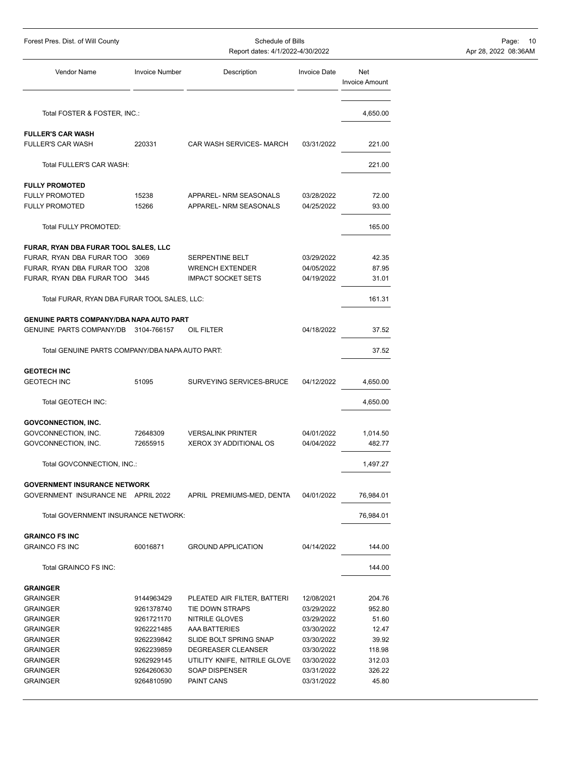| Vendor Name | Invoice Number | Description | Invoice Date | Net Invoice Amount |
|---|---|---|---|---|
| Total FOSTER & FOSTER, INC.: | | | | 4,650.00 |
| **FULLER'S CAR WASH** | | | | |
| FULLER'S CAR WASH | 220331 | CAR WASH SERVICES- MARCH | 03/31/2022 | 221.00 |
| Total FULLER'S CAR WASH: | | | | 221.00 |
| **FULLY PROMOTED** | | | | |
| FULLY PROMOTED | 15238 | APPAREL- NRM SEASONALS | 03/28/2022 | 72.00 |
| FULLY PROMOTED | 15266 | APPAREL- NRM SEASONALS | 04/25/2022 | 93.00 |
| Total FULLY PROMOTED: | | | | 165.00 |
| **FURAR, RYAN DBA FURAR TOOL SALES, LLC** | | | | |
| FURAR, RYAN DBA FURAR TOO | 3069 | SERPENTINE BELT | 03/29/2022 | 42.35 |
| FURAR, RYAN DBA FURAR TOO | 3208 | WRENCH EXTENDER | 04/05/2022 | 87.95 |
| FURAR, RYAN DBA FURAR TOO | 3445 | IMPACT SOCKET SETS | 04/19/2022 | 31.01 |
| Total FURAR, RYAN DBA FURAR TOOL SALES, LLC: | | | | 161.31 |
| **GENUINE PARTS COMPANY/DBA NAPA AUTO PART** | | | | |
| GENUINE PARTS COMPANY/DB | 3104-766157 | OIL FILTER | 04/18/2022 | 37.52 |
| Total GENUINE PARTS COMPANY/DBA NAPA AUTO PART: | | | | 37.52 |
| **GEOTECH INC** | | | | |
| GEOTECH INC | 51095 | SURVEYING SERVICES-BRUCE | 04/12/2022 | 4,650.00 |
| Total GEOTECH INC: | | | | 4,650.00 |
| **GOVCONNECTION, INC.** | | | | |
| GOVCONNECTION, INC. | 72648309 | VERSALINK PRINTER | 04/01/2022 | 1,014.50 |
| GOVCONNECTION, INC. | 72655915 | XEROX 3Y ADDITIONAL OS | 04/04/2022 | 482.77 |
| Total GOVCONNECTION, INC.: | | | | 1,497.27 |
| **GOVERNMENT INSURANCE NETWORK** | | | | |
| GOVERNMENT INSURANCE NE | APRIL 2022 | APRIL PREMIUMS-MED, DENTA | 04/01/2022 | 76,984.01 |
| Total GOVERNMENT INSURANCE NETWORK: | | | | 76,984.01 |
| **GRAINCO FS INC** | | | | |
| GRAINCO FS INC | 60016871 | GROUND APPLICATION | 04/14/2022 | 144.00 |
| Total GRAINCO FS INC: | | | | 144.00 |
| **GRAINGER** | | | | |
| GRAINGER | 9144963429 | PLEATED AIR FILTER, BATTERI | 12/08/2021 | 204.76 |
| GRAINGER | 9261378740 | TIE DOWN STRAPS | 03/29/2022 | 952.80 |
| GRAINGER | 9261721170 | NITRILE GLOVES | 03/29/2022 | 51.60 |
| GRAINGER | 9262221485 | AAA BATTERIES | 03/30/2022 | 12.47 |
| GRAINGER | 9262239842 | SLIDE BOLT SPRING SNAP | 03/30/2022 | 39.92 |
| GRAINGER | 9262239859 | DEGREASER CLEANSER | 03/30/2022 | 118.98 |
| GRAINGER | 9262929145 | UTILITY KNIFE, NITRILE GLOVE | 03/30/2022 | 312.03 |
| GRAINGER | 9264260630 | SOAP DISPENSER | 03/31/2022 | 326.22 |
| GRAINGER | 9264810590 | PAINT CANS | 03/31/2022 | 45.80 |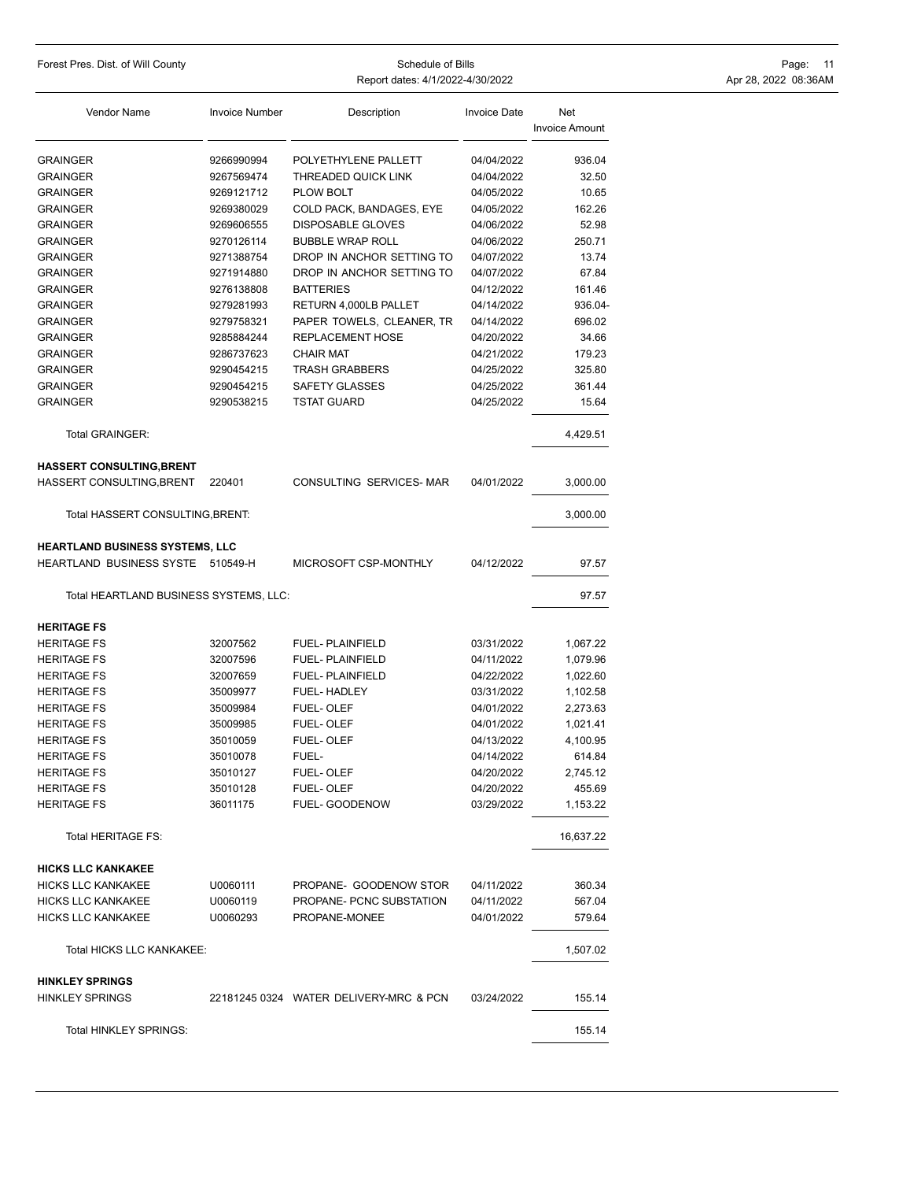| Vendor Name | Invoice Number | Description | Invoice Date | Net Invoice Amount |
|---|---|---|---|---|
| GRAINGER | 9266990994 | POLYETHYLENE PALLETT | 04/04/2022 | 936.04 |
| GRAINGER | 9267569474 | THREADED QUICK LINK | 04/04/2022 | 32.50 |
| GRAINGER | 9269121712 | PLOW BOLT | 04/05/2022 | 10.65 |
| GRAINGER | 9269380029 | COLD PACK, BANDAGES, EYE | 04/05/2022 | 162.26 |
| GRAINGER | 9269606555 | DISPOSABLE GLOVES | 04/06/2022 | 52.98 |
| GRAINGER | 9270126114 | BUBBLE WRAP ROLL | 04/06/2022 | 250.71 |
| GRAINGER | 9271388754 | DROP IN ANCHOR SETTING TO | 04/07/2022 | 13.74 |
| GRAINGER | 9271914880 | DROP IN ANCHOR SETTING TO | 04/07/2022 | 67.84 |
| GRAINGER | 9276138808 | BATTERIES | 04/12/2022 | 161.46 |
| GRAINGER | 9279281993 | RETURN 4,000LB PALLET | 04/14/2022 | 936.04- |
| GRAINGER | 9279758321 | PAPER TOWELS, CLEANER, TR | 04/14/2022 | 696.02 |
| GRAINGER | 9285884244 | REPLACEMENT HOSE | 04/20/2022 | 34.66 |
| GRAINGER | 9286737623 | CHAIR MAT | 04/21/2022 | 179.23 |
| GRAINGER | 9290454215 | TRASH GRABBERS | 04/25/2022 | 325.80 |
| GRAINGER | 9290454215 | SAFETY GLASSES | 04/25/2022 | 361.44 |
| GRAINGER | 9290538215 | TSTAT GUARD | 04/25/2022 | 15.64 |
| Total GRAINGER: | | | | 4,429.51 |
| **HASSERT CONSULTING,BRENT** | | | | |
| HASSERT CONSULTING,BRENT | 220401 | CONSULTING SERVICES- MAR | 04/01/2022 | 3,000.00 |
| Total HASSERT CONSULTING,BRENT: | | | | 3,000.00 |
| **HEARTLAND BUSINESS SYSTEMS, LLC** | | | | |
| HEARTLAND BUSINESS SYSTE | 510549-H | MICROSOFT CSP-MONTHLY | 04/12/2022 | 97.57 |
| Total HEARTLAND BUSINESS SYSTEMS, LLC: | | | | 97.57 |
| **HERITAGE FS** | | | | |
| HERITAGE FS | 32007562 | FUEL- PLAINFIELD | 03/31/2022 | 1,067.22 |
| HERITAGE FS | 32007596 | FUEL- PLAINFIELD | 04/11/2022 | 1,079.96 |
| HERITAGE FS | 32007659 | FUEL- PLAINFIELD | 04/22/2022 | 1,022.60 |
| HERITAGE FS | 35009977 | FUEL- HADLEY | 03/31/2022 | 1,102.58 |
| HERITAGE FS | 35009984 | FUEL- OLEF | 04/01/2022 | 2,273.63 |
| HERITAGE FS | 35009985 | FUEL- OLEF | 04/01/2022 | 1,021.41 |
| HERITAGE FS | 35010059 | FUEL- OLEF | 04/13/2022 | 4,100.95 |
| HERITAGE FS | 35010078 | FUEL- | 04/14/2022 | 614.84 |
| HERITAGE FS | 35010127 | FUEL- OLEF | 04/20/2022 | 2,745.12 |
| HERITAGE FS | 35010128 | FUEL- OLEF | 04/20/2022 | 455.69 |
| HERITAGE FS | 36011175 | FUEL- GOODENOW | 03/29/2022 | 1,153.22 |
| Total HERITAGE FS: | | | | 16,637.22 |
| **HICKS LLC KANKAKEE** | | | | |
| HICKS LLC KANKAKEE | U0060111 | PROPANE- GOODENOW STOR | 04/11/2022 | 360.34 |
| HICKS LLC KANKAKEE | U0060119 | PROPANE- PCNC SUBSTATION | 04/11/2022 | 567.04 |
| HICKS LLC KANKAKEE | U0060293 | PROPANE-MONEE | 04/01/2022 | 579.64 |
| Total HICKS LLC KANKAKEE: | | | | 1,507.02 |
| **HINKLEY SPRINGS** | | | | |
| HINKLEY SPRINGS | 22181245 0324 | WATER DELIVERY-MRC & PCN | 03/24/2022 | 155.14 |
| Total HINKLEY SPRINGS: | | | | 155.14 |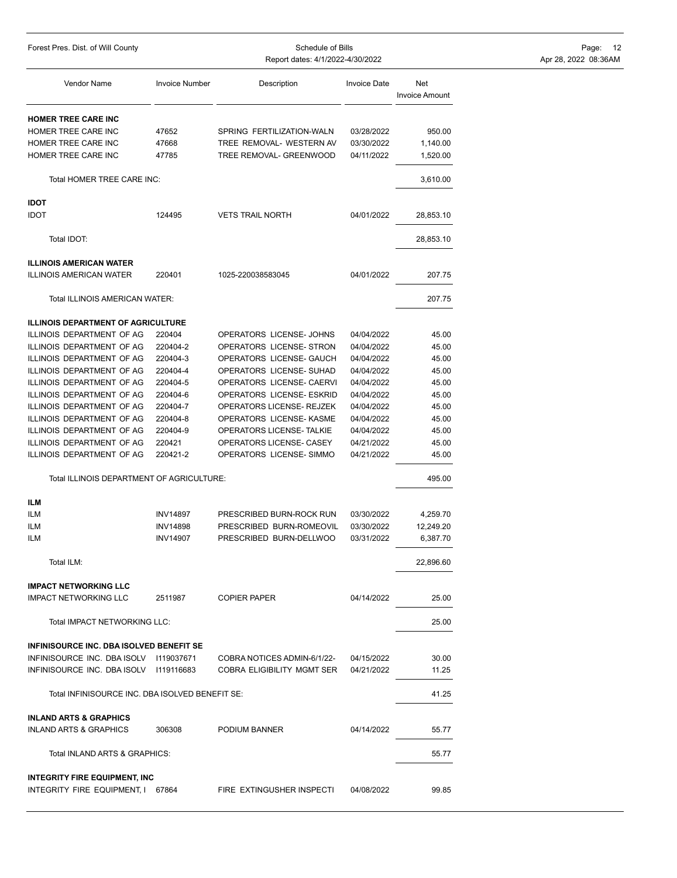| Vendor Name | Invoice Number | Description | Invoice Date | Net Invoice Amount |
|---|---|---|---|---|
| **HOMER TREE CARE INC** | | | | |
| HOMER TREE CARE INC | 47652 | SPRING FERTILIZATION-WALN | 03/28/2022 | 950.00 |
| HOMER TREE CARE INC | 47668 | TREE REMOVAL- WESTERN AV | 03/30/2022 | 1,140.00 |
| HOMER TREE CARE INC | 47785 | TREE REMOVAL- GREENWOOD | 04/11/2022 | 1,520.00 |
| Total HOMER TREE CARE INC: | | | | 3,610.00 |
| **IDOT** | | | | |
| IDOT | 124495 | VETS TRAIL NORTH | 04/01/2022 | 28,853.10 |
| Total IDOT: | | | | 28,853.10 |
| **ILLINOIS AMERICAN WATER** | | | | |
| ILLINOIS AMERICAN WATER | 220401 | 1025-220038583045 | 04/01/2022 | 207.75 |
| Total ILLINOIS AMERICAN WATER: | | | | 207.75 |
| **ILLINOIS DEPARTMENT OF AGRICULTURE** | | | | |
| ILLINOIS DEPARTMENT OF AG | 220404 | OPERATORS LICENSE- JOHNS | 04/04/2022 | 45.00 |
| ILLINOIS DEPARTMENT OF AG | 220404-2 | OPERATORS LICENSE- STRON | 04/04/2022 | 45.00 |
| ILLINOIS DEPARTMENT OF AG | 220404-3 | OPERATORS LICENSE- GAUCH | 04/04/2022 | 45.00 |
| ILLINOIS DEPARTMENT OF AG | 220404-4 | OPERATORS LICENSE- SUHAD | 04/04/2022 | 45.00 |
| ILLINOIS DEPARTMENT OF AG | 220404-5 | OPERATORS LICENSE- CAERVI | 04/04/2022 | 45.00 |
| ILLINOIS DEPARTMENT OF AG | 220404-6 | OPERATORS LICENSE- ESKRID | 04/04/2022 | 45.00 |
| ILLINOIS DEPARTMENT OF AG | 220404-7 | OPERATORS LICENSE- REJZEK | 04/04/2022 | 45.00 |
| ILLINOIS DEPARTMENT OF AG | 220404-8 | OPERATORS LICENSE- KASME | 04/04/2022 | 45.00 |
| ILLINOIS DEPARTMENT OF AG | 220404-9 | OPERATORS LICENSE- TALKIE | 04/04/2022 | 45.00 |
| ILLINOIS DEPARTMENT OF AG | 220421 | OPERATORS LICENSE- CASEY | 04/21/2022 | 45.00 |
| ILLINOIS DEPARTMENT OF AG | 220421-2 | OPERATORS LICENSE- SIMMO | 04/21/2022 | 45.00 |
| Total ILLINOIS DEPARTMENT OF AGRICULTURE: | | | | 495.00 |
| **ILM** | | | | |
| ILM | INV14897 | PRESCRIBED BURN-ROCK RUN | 03/30/2022 | 4,259.70 |
| ILM | INV14898 | PRESCRIBED BURN-ROMEOVIL | 03/30/2022 | 12,249.20 |
| ILM | INV14907 | PRESCRIBED BURN-DELLWOO | 03/31/2022 | 6,387.70 |
| Total ILM: | | | | 22,896.60 |
| **IMPACT NETWORKING LLC** | | | | |
| IMPACT NETWORKING LLC | 2511987 | COPIER PAPER | 04/14/2022 | 25.00 |
| Total IMPACT NETWORKING LLC: | | | | 25.00 |
| **INFINISOURCE INC. DBA ISOLVED BENEFIT SE** | | | | |
| INFINISOURCE INC. DBA ISOLV | I119037671 | COBRA NOTICES ADMIN-6/1/22- | 04/15/2022 | 30.00 |
| INFINISOURCE INC. DBA ISOLV | I119116683 | COBRA ELIGIBILITY MGMT SER | 04/21/2022 | 11.25 |
| Total INFINISOURCE INC. DBA ISOLVED BENEFIT SE: | | | | 41.25 |
| **INLAND ARTS & GRAPHICS** | | | | |
| INLAND ARTS & GRAPHICS | 306308 | PODIUM BANNER | 04/14/2022 | 55.77 |
| Total INLAND ARTS & GRAPHICS: | | | | 55.77 |
| **INTEGRITY FIRE EQUIPMENT, INC** | | | | |
| INTEGRITY FIRE EQUIPMENT, I | 67864 | FIRE EXTINGUSHER INSPECTI | 04/08/2022 | 99.85 |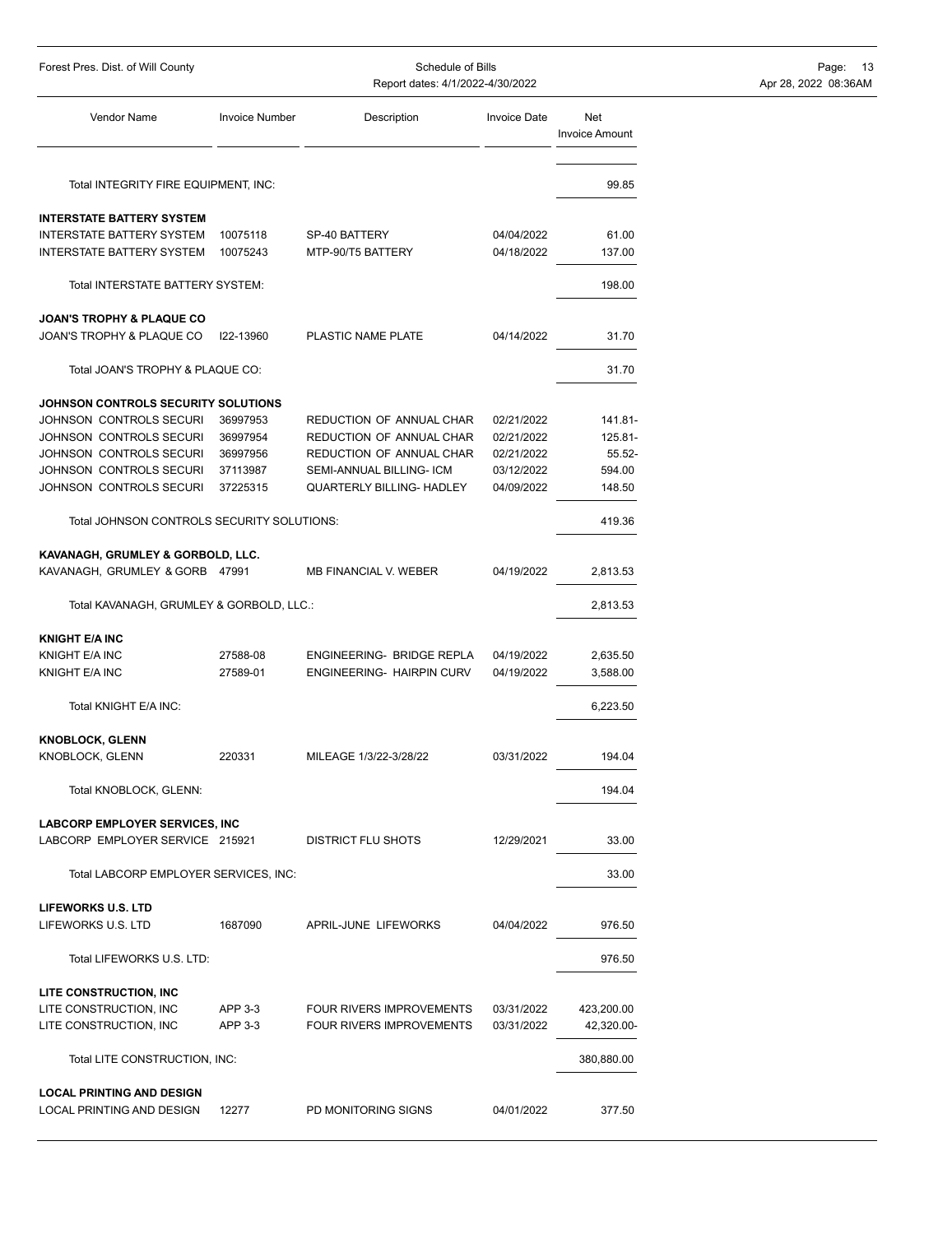| Vendor Name | Invoice Number | Description | Invoice Date | Net Invoice Amount |
|---|---|---|---|---|
| Total INTEGRITY FIRE EQUIPMENT, INC: | | | | 99.85 |
| **INTERSTATE BATTERY SYSTEM** | | | | |
| INTERSTATE BATTERY SYSTEM | 10075118 | SP-40 BATTERY | 04/04/2022 | 61.00 |
| INTERSTATE BATTERY SYSTEM | 10075243 | MTP-90/T5 BATTERY | 04/18/2022 | 137.00 |
| Total INTERSTATE BATTERY SYSTEM: | | | | 198.00 |
| **JOAN'S TROPHY & PLAQUE CO** | | | | |
| JOAN'S TROPHY & PLAQUE CO | I22-13960 | PLASTIC NAME PLATE | 04/14/2022 | 31.70 |
| Total JOAN'S TROPHY & PLAQUE CO: | | | | 31.70 |
| **JOHNSON CONTROLS SECURITY SOLUTIONS** | | | | |
| JOHNSON CONTROLS SECURI | 36997953 | REDUCTION OF ANNUAL CHAR | 02/21/2022 | 141.81- |
| JOHNSON CONTROLS SECURI | 36997954 | REDUCTION OF ANNUAL CHAR | 02/21/2022 | 125.81- |
| JOHNSON CONTROLS SECURI | 36997956 | REDUCTION OF ANNUAL CHAR | 02/21/2022 | 55.52- |
| JOHNSON CONTROLS SECURI | 37113987 | SEMI-ANNUAL BILLING- ICM | 03/12/2022 | 594.00 |
| JOHNSON CONTROLS SECURI | 37225315 | QUARTERLY BILLING- HADLEY | 04/09/2022 | 148.50 |
| Total JOHNSON CONTROLS SECURITY SOLUTIONS: | | | | 419.36 |
| **KAVANAGH, GRUMLEY & GORBOLD, LLC.** | | | | |
| KAVANAGH, GRUMLEY & GORB | 47991 | MB FINANCIAL V. WEBER | 04/19/2022 | 2,813.53 |
| Total KAVANAGH, GRUMLEY & GORBOLD, LLC.: | | | | 2,813.53 |
| **KNIGHT E/A INC** | | | | |
| KNIGHT E/A INC | 27588-08 | ENGINEERING- BRIDGE REPLA | 04/19/2022 | 2,635.50 |
| KNIGHT E/A INC | 27589-01 | ENGINEERING- HAIRPIN CURV | 04/19/2022 | 3,588.00 |
| Total KNIGHT E/A INC: | | | | 6,223.50 |
| **KNOBLOCK, GLENN** | | | | |
| KNOBLOCK, GLENN | 220331 | MILEAGE 1/3/22-3/28/22 | 03/31/2022 | 194.04 |
| Total KNOBLOCK, GLENN: | | | | 194.04 |
| **LABCORP EMPLOYER SERVICES, INC** | | | | |
| LABCORP EMPLOYER SERVICE | 215921 | DISTRICT FLU SHOTS | 12/29/2021 | 33.00 |
| Total LABCORP EMPLOYER SERVICES, INC: | | | | 33.00 |
| **LIFEWORKS U.S. LTD** | | | | |
| LIFEWORKS U.S. LTD | 1687090 | APRIL-JUNE LIFEWORKS | 04/04/2022 | 976.50 |
| Total LIFEWORKS U.S. LTD: | | | | 976.50 |
| **LITE CONSTRUCTION, INC** | | | | |
| LITE CONSTRUCTION, INC | APP 3-3 | FOUR RIVERS IMPROVEMENTS | 03/31/2022 | 423,200.00 |
| LITE CONSTRUCTION, INC | APP 3-3 | FOUR RIVERS IMPROVEMENTS | 03/31/2022 | 42,320.00- |
| Total LITE CONSTRUCTION, INC: | | | | 380,880.00 |
| **LOCAL PRINTING AND DESIGN** | | | | |
| LOCAL PRINTING AND DESIGN | 12277 | PD MONITORING SIGNS | 04/01/2022 | 377.50 |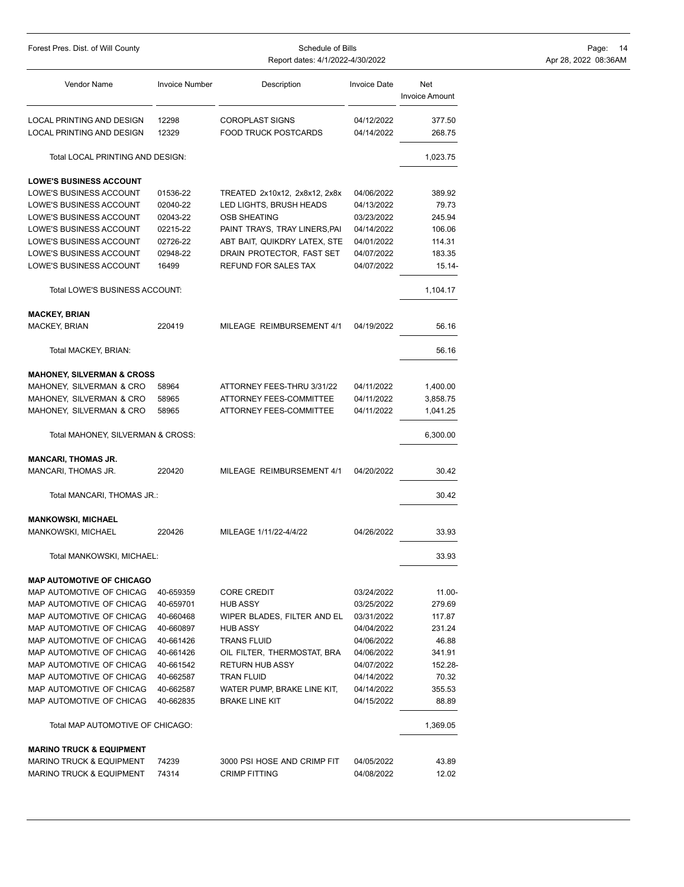| Vendor Name | Invoice Number | Description | Invoice Date | Net Invoice Amount |
|---|---|---|---|---|
| LOCAL PRINTING AND DESIGN | 12298 | COROPLAST SIGNS | 04/12/2022 | 377.50 |
| LOCAL PRINTING AND DESIGN | 12329 | FOOD TRUCK POSTCARDS | 04/14/2022 | 268.75 |
| Total LOCAL PRINTING AND DESIGN: | | | | 1,023.75 |
| **LOWE'S BUSINESS ACCOUNT** | | | | |
| LOWE'S BUSINESS ACCOUNT | 01536-22 | TREATED 2x10x12, 2x8x12, 2x8x | 04/06/2022 | 389.92 |
| LOWE'S BUSINESS ACCOUNT | 02040-22 | LED LIGHTS, BRUSH HEADS | 04/13/2022 | 79.73 |
| LOWE'S BUSINESS ACCOUNT | 02043-22 | OSB SHEATING | 03/23/2022 | 245.94 |
| LOWE'S BUSINESS ACCOUNT | 02215-22 | PAINT TRAYS, TRAY LINERS,PAI | 04/14/2022 | 106.06 |
| LOWE'S BUSINESS ACCOUNT | 02726-22 | ABT BAIT, QUIKDRY LATEX, STE | 04/01/2022 | 114.31 |
| LOWE'S BUSINESS ACCOUNT | 02948-22 | DRAIN PROTECTOR, FAST SET | 04/07/2022 | 183.35 |
| LOWE'S BUSINESS ACCOUNT | 16499 | REFUND FOR SALES TAX | 04/07/2022 | 15.14- |
| Total LOWE'S BUSINESS ACCOUNT: | | | | 1,104.17 |
| **MACKEY, BRIAN** | | | | |
| MACKEY, BRIAN | 220419 | MILEAGE REIMBURSEMENT 4/1 | 04/19/2022 | 56.16 |
| Total MACKEY, BRIAN: | | | | 56.16 |
| **MAHONEY, SILVERMAN & CROSS** | | | | |
| MAHONEY, SILVERMAN & CRO | 58964 | ATTORNEY FEES-THRU 3/31/22 | 04/11/2022 | 1,400.00 |
| MAHONEY, SILVERMAN & CRO | 58965 | ATTORNEY FEES-COMMITTEE | 04/11/2022 | 3,858.75 |
| MAHONEY, SILVERMAN & CRO | 58965 | ATTORNEY FEES-COMMITTEE | 04/11/2022 | 1,041.25 |
| Total MAHONEY, SILVERMAN & CROSS: | | | | 6,300.00 |
| **MANCARI, THOMAS JR.** | | | | |
| MANCARI, THOMAS JR. | 220420 | MILEAGE REIMBURSEMENT 4/1 | 04/20/2022 | 30.42 |
| Total MANCARI, THOMAS JR.: | | | | 30.42 |
| **MANKOWSKI, MICHAEL** | | | | |
| MANKOWSKI, MICHAEL | 220426 | MILEAGE 1/11/22-4/4/22 | 04/26/2022 | 33.93 |
| Total MANKOWSKI, MICHAEL: | | | | 33.93 |
| **MAP AUTOMOTIVE OF CHICAGO** | | | | |
| MAP AUTOMOTIVE OF CHICAG | 40-659359 | CORE CREDIT | 03/24/2022 | 11.00- |
| MAP AUTOMOTIVE OF CHICAG | 40-659701 | HUB ASSY | 03/25/2022 | 279.69 |
| MAP AUTOMOTIVE OF CHICAG | 40-660468 | WIPER BLADES, FILTER AND EL | 03/31/2022 | 117.87 |
| MAP AUTOMOTIVE OF CHICAG | 40-660897 | HUB ASSY | 04/04/2022 | 231.24 |
| MAP AUTOMOTIVE OF CHICAG | 40-661426 | TRANS FLUID | 04/06/2022 | 46.88 |
| MAP AUTOMOTIVE OF CHICAG | 40-661426 | OIL FILTER, THERMOSTAT, BRA | 04/06/2022 | 341.91 |
| MAP AUTOMOTIVE OF CHICAG | 40-661542 | RETURN HUB ASSY | 04/07/2022 | 152.28- |
| MAP AUTOMOTIVE OF CHICAG | 40-662587 | TRAN FLUID | 04/14/2022 | 70.32 |
| MAP AUTOMOTIVE OF CHICAG | 40-662587 | WATER PUMP, BRAKE LINE KIT, | 04/14/2022 | 355.53 |
| MAP AUTOMOTIVE OF CHICAG | 40-662835 | BRAKE LINE KIT | 04/15/2022 | 88.89 |
| Total MAP AUTOMOTIVE OF CHICAGO: | | | | 1,369.05 |
| **MARINO TRUCK & EQUIPMENT** | | | | |
| MARINO TRUCK & EQUIPMENT | 74239 | 3000 PSI HOSE AND CRIMP FIT | 04/05/2022 | 43.89 |
| MARINO TRUCK & EQUIPMENT | 74314 | CRIMP FITTING | 04/08/2022 | 12.02 |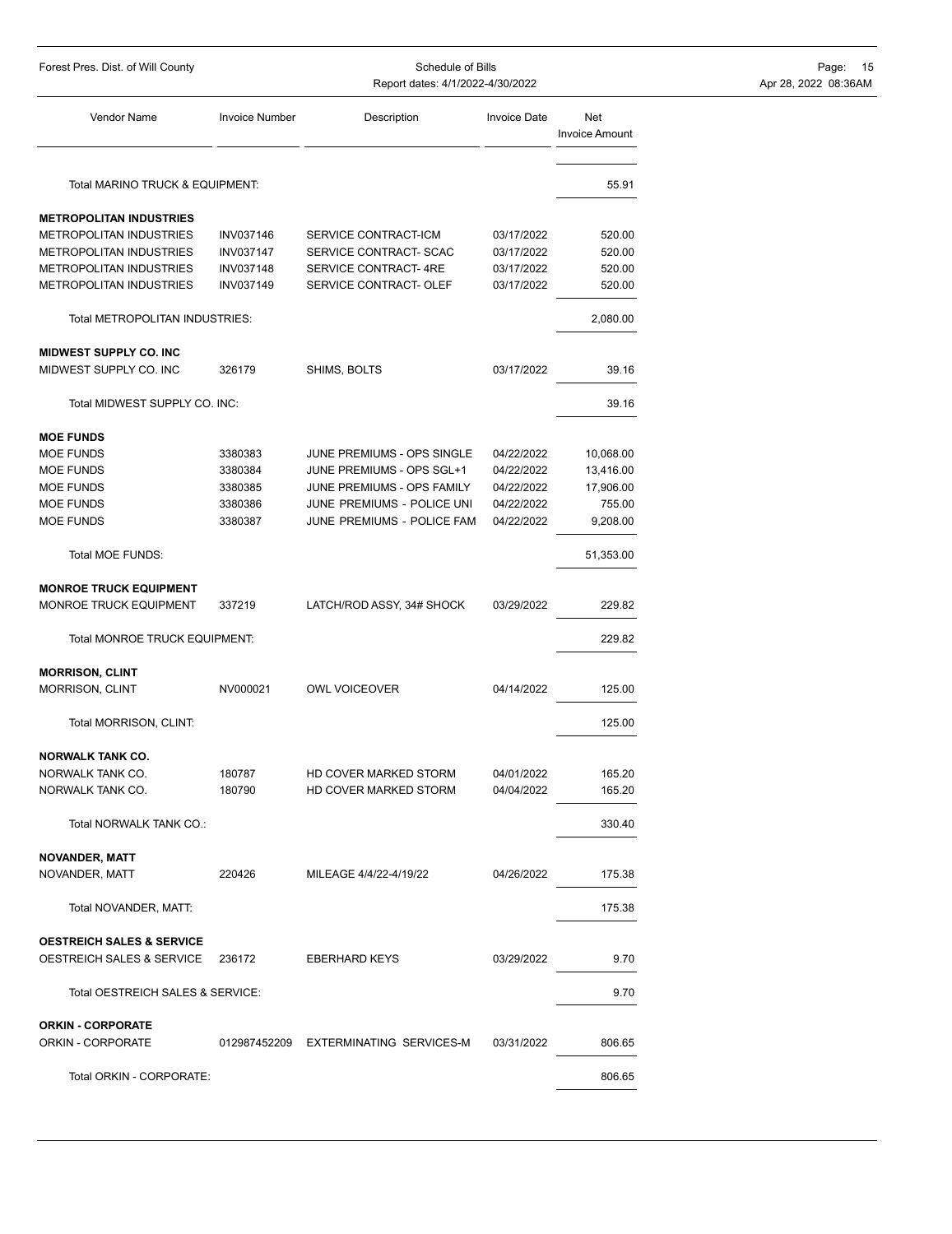| Vendor Name | Invoice Number | Description | Invoice Date | Net Invoice Amount |
|---|---|---|---|---|
| Total MARINO TRUCK & EQUIPMENT: | | | | 55.91 |
| **METROPOLITAN INDUSTRIES** | | | | |
| METROPOLITAN INDUSTRIES | INV037146 | SERVICE CONTRACT-ICM | 03/17/2022 | 520.00 |
| METROPOLITAN INDUSTRIES | INV037147 | SERVICE CONTRACT- SCAC | 03/17/2022 | 520.00 |
| METROPOLITAN INDUSTRIES | INV037148 | SERVICE CONTRACT- 4RE | 03/17/2022 | 520.00 |
| METROPOLITAN INDUSTRIES | INV037149 | SERVICE CONTRACT- OLEF | 03/17/2022 | 520.00 |
| Total METROPOLITAN INDUSTRIES: | | | | 2,080.00 |
| **MIDWEST SUPPLY CO. INC** | | | | |
| MIDWEST SUPPLY CO. INC | 326179 | SHIMS, BOLTS | 03/17/2022 | 39.16 |
| Total MIDWEST SUPPLY CO. INC: | | | | 39.16 |
| **MOE FUNDS** | | | | |
| MOE FUNDS | 3380383 | JUNE PREMIUMS - OPS SINGLE | 04/22/2022 | 10,068.00 |
| MOE FUNDS | 3380384 | JUNE PREMIUMS - OPS SGL+1 | 04/22/2022 | 13,416.00 |
| MOE FUNDS | 3380385 | JUNE PREMIUMS - OPS FAMILY | 04/22/2022 | 17,906.00 |
| MOE FUNDS | 3380386 | JUNE PREMIUMS - POLICE UNI | 04/22/2022 | 755.00 |
| MOE FUNDS | 3380387 | JUNE PREMIUMS - POLICE FAM | 04/22/2022 | 9,208.00 |
| Total MOE FUNDS: | | | | 51,353.00 |
| **MONROE TRUCK EQUIPMENT** | | | | |
| MONROE TRUCK EQUIPMENT | 337219 | LATCH/ROD ASSY, 34# SHOCK | 03/29/2022 | 229.82 |
| Total MONROE TRUCK EQUIPMENT: | | | | 229.82 |
| **MORRISON, CLINT** | | | | |
| MORRISON, CLINT | NV000021 | OWL VOICEOVER | 04/14/2022 | 125.00 |
| Total MORRISON, CLINT: | | | | 125.00 |
| **NORWALK TANK CO.** | | | | |
| NORWALK TANK CO. | 180787 | HD COVER MARKED STORM | 04/01/2022 | 165.20 |
| NORWALK TANK CO. | 180790 | HD COVER MARKED STORM | 04/04/2022 | 165.20 |
| Total NORWALK TANK CO.: | | | | 330.40 |
| **NOVANDER, MATT** | | | | |
| NOVANDER, MATT | 220426 | MILEAGE 4/4/22-4/19/22 | 04/26/2022 | 175.38 |
| Total NOVANDER, MATT: | | | | 175.38 |
| **OESTREICH SALES & SERVICE** | | | | |
| OESTREICH SALES & SERVICE | 236172 | EBERHARD KEYS | 03/29/2022 | 9.70 |
| Total OESTREICH SALES & SERVICE: | | | | 9.70 |
| **ORKIN - CORPORATE** | | | | |
| ORKIN - CORPORATE | 012987452209 | EXTERMINATING SERVICES-M | 03/31/2022 | 806.65 |
| Total ORKIN - CORPORATE: | | | | 806.65 |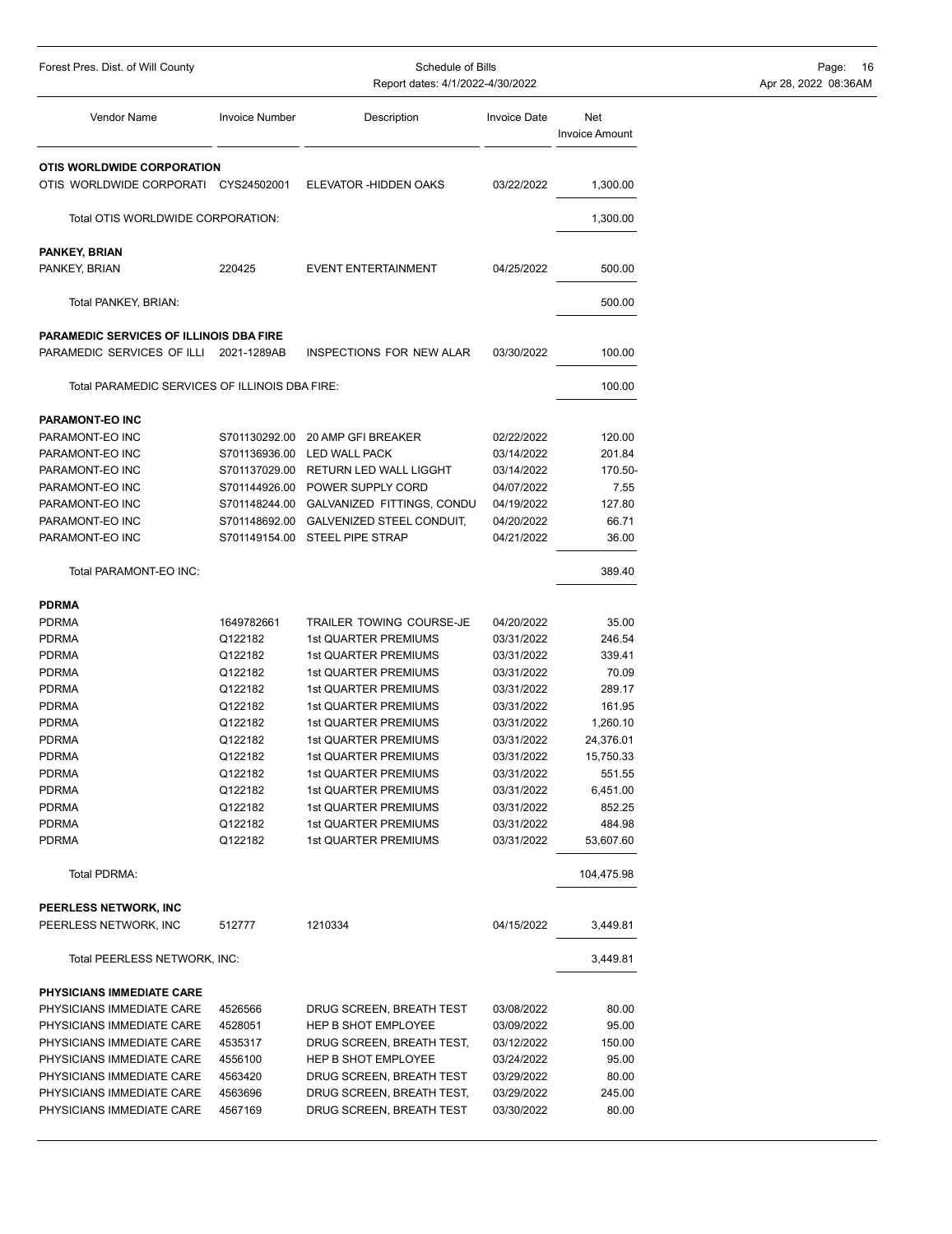| Vendor Name | Invoice Number | Description | Invoice Date | Net Invoice Amount |
|---|---|---|---|---|
| **OTIS WORLDWIDE CORPORATION** | | | | |
| OTIS WORLDWIDE CORPORATI | CYS24502001 | ELEVATOR -HIDDEN OAKS | 03/22/2022 | 1,300.00 |
| Total OTIS WORLDWIDE CORPORATION: | | | | 1,300.00 |
| **PANKEY, BRIAN** | | | | |
| PANKEY, BRIAN | 220425 | EVENT ENTERTAINMENT | 04/25/2022 | 500.00 |
| Total PANKEY, BRIAN: | | | | 500.00 |
| **PARAMEDIC SERVICES OF ILLINOIS DBA FIRE** | | | | |
| PARAMEDIC SERVICES OF ILLI | 2021-1289AB | INSPECTIONS FOR NEW ALAR | 03/30/2022 | 100.00 |
| Total PARAMEDIC SERVICES OF ILLINOIS DBA FIRE: | | | | 100.00 |
| **PARAMONT-EO INC** | | | | |
| PARAMONT-EO INC | S701130292.00 | 20 AMP GFI BREAKER | 02/22/2022 | 120.00 |
| PARAMONT-EO INC | S701136936.00 | LED WALL PACK | 03/14/2022 | 201.84 |
| PARAMONT-EO INC | S701137029.00 | RETURN LED WALL LIGGHT | 03/14/2022 | 170.50- |
| PARAMONT-EO INC | S701144926.00 | POWER SUPPLY CORD | 04/07/2022 | 7.55 |
| PARAMONT-EO INC | S701148244.00 | GALVANIZED FITTINGS, CONDU | 04/19/2022 | 127.80 |
| PARAMONT-EO INC | S701148692.00 | GALVENIZED STEEL CONDUIT, | 04/20/2022 | 66.71 |
| PARAMONT-EO INC | S701149154.00 | STEEL PIPE STRAP | 04/21/2022 | 36.00 |
| Total PARAMONT-EO INC: | | | | 389.40 |
| **PDRMA** | | | | |
| PDRMA | 1649782661 | TRAILER TOWING COURSE-JE | 04/20/2022 | 35.00 |
| PDRMA | Q122182 | 1st QUARTER PREMIUMS | 03/31/2022 | 246.54 |
| PDRMA | Q122182 | 1st QUARTER PREMIUMS | 03/31/2022 | 339.41 |
| PDRMA | Q122182 | 1st QUARTER PREMIUMS | 03/31/2022 | 70.09 |
| PDRMA | Q122182 | 1st QUARTER PREMIUMS | 03/31/2022 | 289.17 |
| PDRMA | Q122182 | 1st QUARTER PREMIUMS | 03/31/2022 | 161.95 |
| PDRMA | Q122182 | 1st QUARTER PREMIUMS | 03/31/2022 | 1,260.10 |
| PDRMA | Q122182 | 1st QUARTER PREMIUMS | 03/31/2022 | 24,376.01 |
| PDRMA | Q122182 | 1st QUARTER PREMIUMS | 03/31/2022 | 15,750.33 |
| PDRMA | Q122182 | 1st QUARTER PREMIUMS | 03/31/2022 | 551.55 |
| PDRMA | Q122182 | 1st QUARTER PREMIUMS | 03/31/2022 | 6,451.00 |
| PDRMA | Q122182 | 1st QUARTER PREMIUMS | 03/31/2022 | 852.25 |
| PDRMA | Q122182 | 1st QUARTER PREMIUMS | 03/31/2022 | 484.98 |
| PDRMA | Q122182 | 1st QUARTER PREMIUMS | 03/31/2022 | 53,607.60 |
| Total PDRMA: | | | | 104,475.98 |
| **PEERLESS NETWORK, INC** | | | | |
| PEERLESS NETWORK, INC | 512777 | 1210334 | 04/15/2022 | 3,449.81 |
| Total PEERLESS NETWORK, INC: | | | | 3,449.81 |
| **PHYSICIANS IMMEDIATE CARE** | | | | |
| PHYSICIANS IMMEDIATE CARE | 4526566 | DRUG SCREEN, BREATH TEST | 03/08/2022 | 80.00 |
| PHYSICIANS IMMEDIATE CARE | 4528051 | HEP B SHOT EMPLOYEE | 03/09/2022 | 95.00 |
| PHYSICIANS IMMEDIATE CARE | 4535317 | DRUG SCREEN, BREATH TEST, | 03/12/2022 | 150.00 |
| PHYSICIANS IMMEDIATE CARE | 4556100 | HEP B SHOT EMPLOYEE | 03/24/2022 | 95.00 |
| PHYSICIANS IMMEDIATE CARE | 4563420 | DRUG SCREEN, BREATH TEST | 03/29/2022 | 80.00 |
| PHYSICIANS IMMEDIATE CARE | 4563696 | DRUG SCREEN, BREATH TEST, | 03/29/2022 | 245.00 |
| PHYSICIANS IMMEDIATE CARE | 4567169 | DRUG SCREEN, BREATH TEST | 03/30/2022 | 80.00 |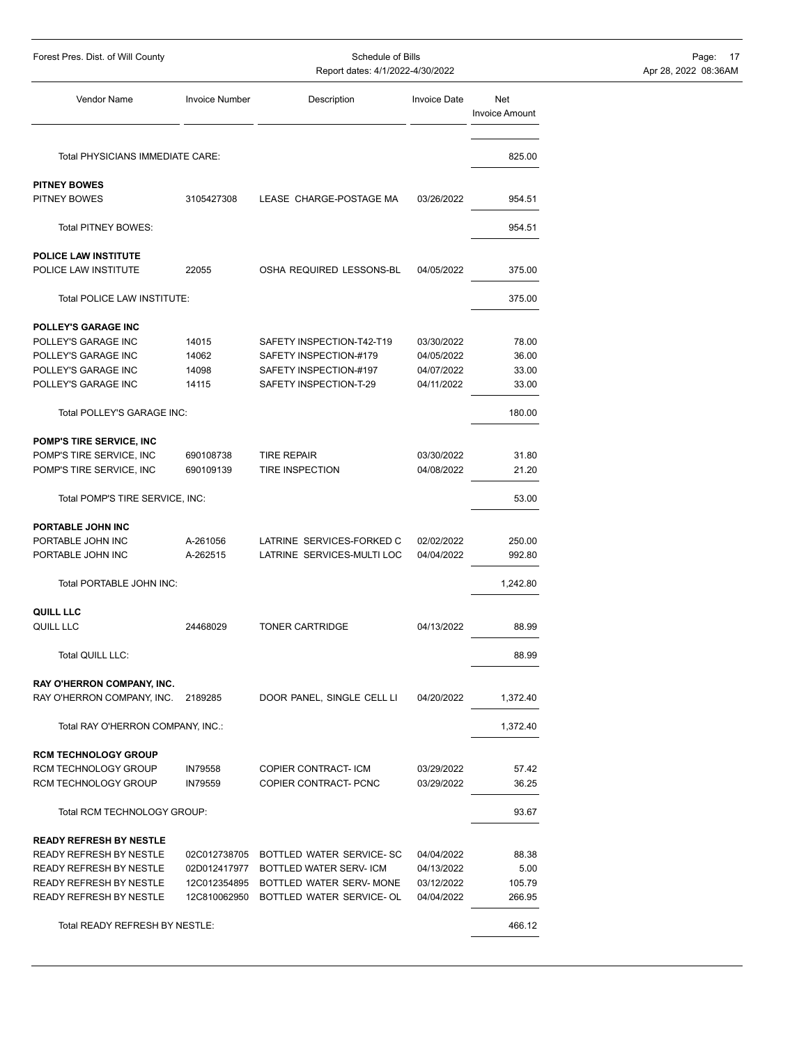| Vendor Name | Invoice Number | Description | Invoice Date | Net Invoice Amount |
|---|---|---|---|---|
| Total PHYSICIANS IMMEDIATE CARE: | | | | 825.00 |
| **PITNEY BOWES** | | | | |
| PITNEY BOWES | 3105427308 | LEASE CHARGE-POSTAGE MA | 03/26/2022 | 954.51 |
| Total PITNEY BOWES: | | | | 954.51 |
| **POLICE LAW INSTITUTE** | | | | |
| POLICE LAW INSTITUTE | 22055 | OSHA REQUIRED LESSONS-BL | 04/05/2022 | 375.00 |
| Total POLICE LAW INSTITUTE: | | | | 375.00 |
| **POLLEY'S GARAGE INC** | | | | |
| POLLEY'S GARAGE INC | 14015 | SAFETY INSPECTION-T42-T19 | 03/30/2022 | 78.00 |
| POLLEY'S GARAGE INC | 14062 | SAFETY INSPECTION-#179 | 04/05/2022 | 36.00 |
| POLLEY'S GARAGE INC | 14098 | SAFETY INSPECTION-#197 | 04/07/2022 | 33.00 |
| POLLEY'S GARAGE INC | 14115 | SAFETY INSPECTION-T-29 | 04/11/2022 | 33.00 |
| Total POLLEY'S GARAGE INC: | | | | 180.00 |
| **POMP'S TIRE SERVICE, INC** | | | | |
| POMP'S TIRE SERVICE, INC | 690108738 | TIRE REPAIR | 03/30/2022 | 31.80 |
| POMP'S TIRE SERVICE, INC | 690109139 | TIRE INSPECTION | 04/08/2022 | 21.20 |
| Total POMP'S TIRE SERVICE, INC: | | | | 53.00 |
| **PORTABLE JOHN INC** | | | | |
| PORTABLE JOHN INC | A-261056 | LATRINE SERVICES-FORKED C | 02/02/2022 | 250.00 |
| PORTABLE JOHN INC | A-262515 | LATRINE SERVICES-MULTI LOC | 04/04/2022 | 992.80 |
| Total PORTABLE JOHN INC: | | | | 1,242.80 |
| **QUILL LLC** | | | | |
| QUILL LLC | 24468029 | TONER CARTRIDGE | 04/13/2022 | 88.99 |
| Total QUILL LLC: | | | | 88.99 |
| **RAY O'HERRON COMPANY, INC.** | | | | |
| RAY O'HERRON COMPANY, INC. | 2189285 | DOOR PANEL, SINGLE CELL LI | 04/20/2022 | 1,372.40 |
| Total RAY O'HERRON COMPANY, INC.: | | | | 1,372.40 |
| **RCM TECHNOLOGY GROUP** | | | | |
| RCM TECHNOLOGY GROUP | IN79558 | COPIER CONTRACT- ICM | 03/29/2022 | 57.42 |
| RCM TECHNOLOGY GROUP | IN79559 | COPIER CONTRACT- PCNC | 03/29/2022 | 36.25 |
| Total RCM TECHNOLOGY GROUP: | | | | 93.67 |
| **READY REFRESH BY NESTLE** | | | | |
| READY REFRESH BY NESTLE | 02C012738705 | BOTTLED WATER SERVICE- SC | 04/04/2022 | 88.38 |
| READY REFRESH BY NESTLE | 02D012417977 | BOTTLED WATER SERV- ICM | 04/13/2022 | 5.00 |
| READY REFRESH BY NESTLE | 12C012354895 | BOTTLED WATER SERV- MONE | 03/12/2022 | 105.79 |
| READY REFRESH BY NESTLE | 12C810062950 | BOTTLED WATER SERVICE- OL | 04/04/2022 | 266.95 |
| Total READY REFRESH BY NESTLE: | | | | 466.12 |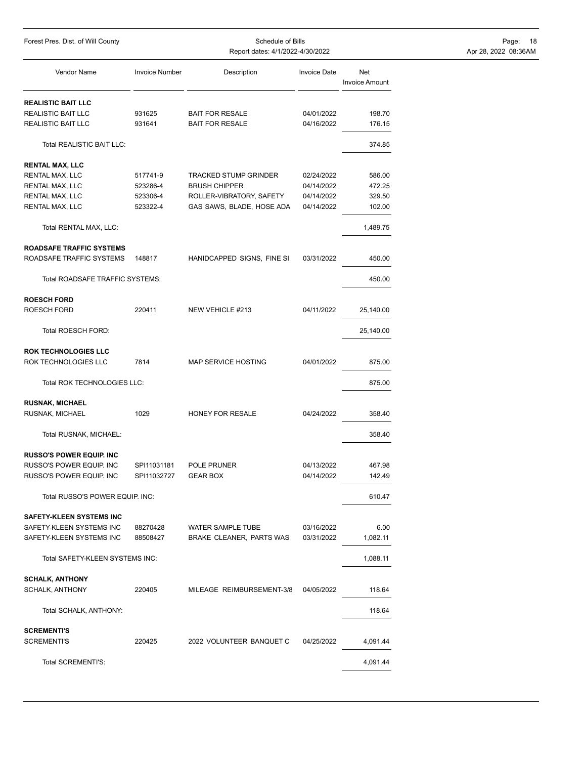| Vendor Name | Invoice Number | Description | Invoice Date | Net Invoice Amount |
|---|---|---|---|---|
| **REALISTIC BAIT LLC** | | | | |
| REALISTIC BAIT LLC | 931625 | BAIT FOR RESALE | 04/01/2022 | 198.70 |
| REALISTIC BAIT LLC | 931641 | BAIT FOR RESALE | 04/16/2022 | 176.15 |
| Total REALISTIC BAIT LLC: | | | | 374.85 |
| **RENTAL MAX, LLC** | | | | |
| RENTAL MAX, LLC | 517741-9 | TRACKED STUMP GRINDER | 02/24/2022 | 586.00 |
| RENTAL MAX, LLC | 523286-4 | BRUSH CHIPPER | 04/14/2022 | 472.25 |
| RENTAL MAX, LLC | 523306-4 | ROLLER-VIBRATORY, SAFETY | 04/14/2022 | 329.50 |
| RENTAL MAX, LLC | 523322-4 | GAS SAWS, BLADE, HOSE ADA | 04/14/2022 | 102.00 |
| Total RENTAL MAX, LLC: | | | | 1,489.75 |
| **ROADSAFE TRAFFIC SYSTEMS** | | | | |
| ROADSAFE TRAFFIC SYSTEMS | 148817 | HANIDCAPPED SIGNS, FINE SI | 03/31/2022 | 450.00 |
| Total ROADSAFE TRAFFIC SYSTEMS: | | | | 450.00 |
| **ROESCH FORD** | | | | |
| ROESCH FORD | 220411 | NEW VEHICLE #213 | 04/11/2022 | 25,140.00 |
| Total ROESCH FORD: | | | | 25,140.00 |
| **ROK TECHNOLOGIES LLC** | | | | |
| ROK TECHNOLOGIES LLC | 7814 | MAP SERVICE HOSTING | 04/01/2022 | 875.00 |
| Total ROK TECHNOLOGIES LLC: | | | | 875.00 |
| **RUSNAK, MICHAEL** | | | | |
| RUSNAK, MICHAEL | 1029 | HONEY FOR RESALE | 04/24/2022 | 358.40 |
| Total RUSNAK, MICHAEL: | | | | 358.40 |
| **RUSSO'S POWER EQUIP. INC** | | | | |
| RUSSO'S POWER EQUIP. INC | SPI11031181 | POLE PRUNER | 04/13/2022 | 467.98 |
| RUSSO'S POWER EQUIP. INC | SPI11032727 | GEAR BOX | 04/14/2022 | 142.49 |
| Total RUSSO'S POWER EQUIP. INC: | | | | 610.47 |
| **SAFETY-KLEEN SYSTEMS INC** | | | | |
| SAFETY-KLEEN SYSTEMS INC | 88270428 | WATER SAMPLE TUBE | 03/16/2022 | 6.00 |
| SAFETY-KLEEN SYSTEMS INC | 88508427 | BRAKE CLEANER, PARTS WAS | 03/31/2022 | 1,082.11 |
| Total SAFETY-KLEEN SYSTEMS INC: | | | | 1,088.11 |
| **SCHALK, ANTHONY** | | | | |
| SCHALK, ANTHONY | 220405 | MILEAGE REIMBURSEMENT-3/8 | 04/05/2022 | 118.64 |
| Total SCHALK, ANTHONY: | | | | 118.64 |
| **SCREMENTI'S** | | | | |
| SCREMENTI'S | 220425 | 2022 VOLUNTEER BANQUET C | 04/25/2022 | 4,091.44 |
| Total SCREMENTI'S: | | | | 4,091.44 |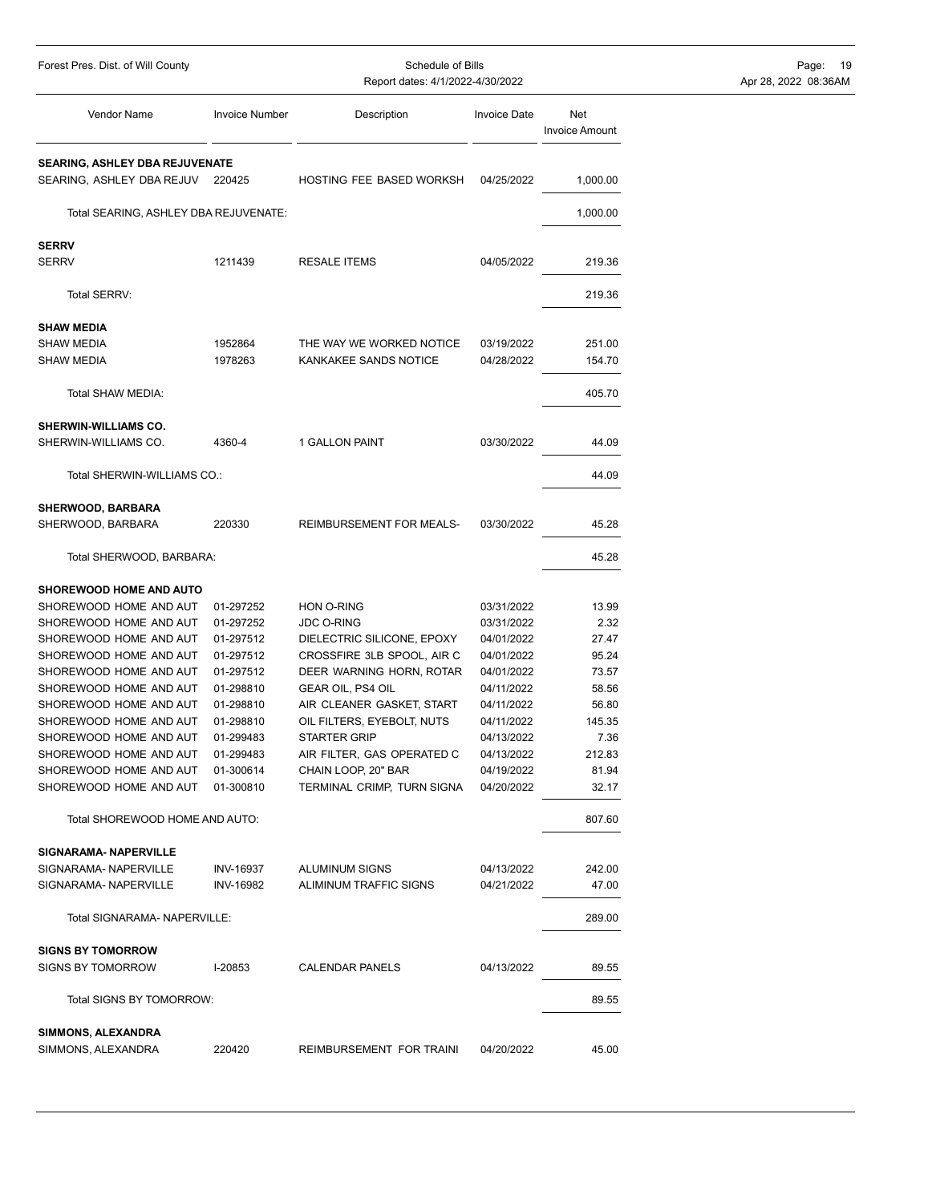| Vendor Name | Invoice Number | Description | Invoice Date | Net Invoice Amount |
|---|---|---|---|---|
| **SEARING, ASHLEY DBA REJUVENATE** | | | | |
| SEARING, ASHLEY DBA REJUV | 220425 | HOSTING FEE BASED WORKSH | 04/25/2022 | 1,000.00 |
| Total SEARING, ASHLEY DBA REJUVENATE: | | | | 1,000.00 |
| **SERRV** | | | | |
| SERRV | 1211439 | RESALE ITEMS | 04/05/2022 | 219.36 |
| Total SERRV: | | | | 219.36 |
| **SHAW MEDIA** | | | | |
| SHAW MEDIA | 1952864 | THE WAY WE WORKED NOTICE | 03/19/2022 | 251.00 |
| SHAW MEDIA | 1978263 | KANKAKEE SANDS NOTICE | 04/28/2022 | 154.70 |
| Total SHAW MEDIA: | | | | 405.70 |
| **SHERWIN-WILLIAMS CO.** | | | | |
| SHERWIN-WILLIAMS CO. | 4360-4 | 1 GALLON PAINT | 03/30/2022 | 44.09 |
| Total SHERWIN-WILLIAMS CO.: | | | | 44.09 |
| **SHERWOOD, BARBARA** | | | | |
| SHERWOOD, BARBARA | 220330 | REIMBURSEMENT FOR MEALS- | 03/30/2022 | 45.28 |
| Total SHERWOOD, BARBARA: | | | | 45.28 |
| **SHOREWOOD HOME AND AUTO** | | | | |
| SHOREWOOD HOME AND AUT | 01-297252 | HON O-RING | 03/31/2022 | 13.99 |
| SHOREWOOD HOME AND AUT | 01-297252 | JDC O-RING | 03/31/2022 | 2.32 |
| SHOREWOOD HOME AND AUT | 01-297512 | DIELECTRIC SILICONE, EPOXY | 04/01/2022 | 27.47 |
| SHOREWOOD HOME AND AUT | 01-297512 | CROSSFIRE 3LB SPOOL, AIR C | 04/01/2022 | 95.24 |
| SHOREWOOD HOME AND AUT | 01-297512 | DEER WARNING HORN, ROTAR | 04/01/2022 | 73.57 |
| SHOREWOOD HOME AND AUT | 01-298810 | GEAR OIL, PS4 OIL | 04/11/2022 | 58.56 |
| SHOREWOOD HOME AND AUT | 01-298810 | AIR CLEANER GASKET, START | 04/11/2022 | 56.80 |
| SHOREWOOD HOME AND AUT | 01-298810 | OIL FILTERS, EYEBOLT, NUTS | 04/11/2022 | 145.35 |
| SHOREWOOD HOME AND AUT | 01-299483 | STARTER GRIP | 04/13/2022 | 7.36 |
| SHOREWOOD HOME AND AUT | 01-299483 | AIR FILTER, GAS OPERATED C | 04/13/2022 | 212.83 |
| SHOREWOOD HOME AND AUT | 01-300614 | CHAIN LOOP, 20" BAR | 04/19/2022 | 81.94 |
| SHOREWOOD HOME AND AUT | 01-300810 | TERMINAL CRIMP, TURN SIGNA | 04/20/2022 | 32.17 |
| Total SHOREWOOD HOME AND AUTO: | | | | 807.60 |
| **SIGNARAMA- NAPERVILLE** | | | | |
| SIGNARAMA- NAPERVILLE | INV-16937 | ALUMINUM SIGNS | 04/13/2022 | 242.00 |
| SIGNARAMA- NAPERVILLE | INV-16982 | ALIMINUM TRAFFIC SIGNS | 04/21/2022 | 47.00 |
| Total SIGNARAMA- NAPERVILLE: | | | | 289.00 |
| **SIGNS BY TOMORROW** | | | | |
| SIGNS BY TOMORROW | I-20853 | CALENDAR PANELS | 04/13/2022 | 89.55 |
| Total SIGNS BY TOMORROW: | | | | 89.55 |
| **SIMMONS, ALEXANDRA** | | | | |
| SIMMONS, ALEXANDRA | 220420 | REIMBURSEMENT FOR TRAINI | 04/20/2022 | 45.00 |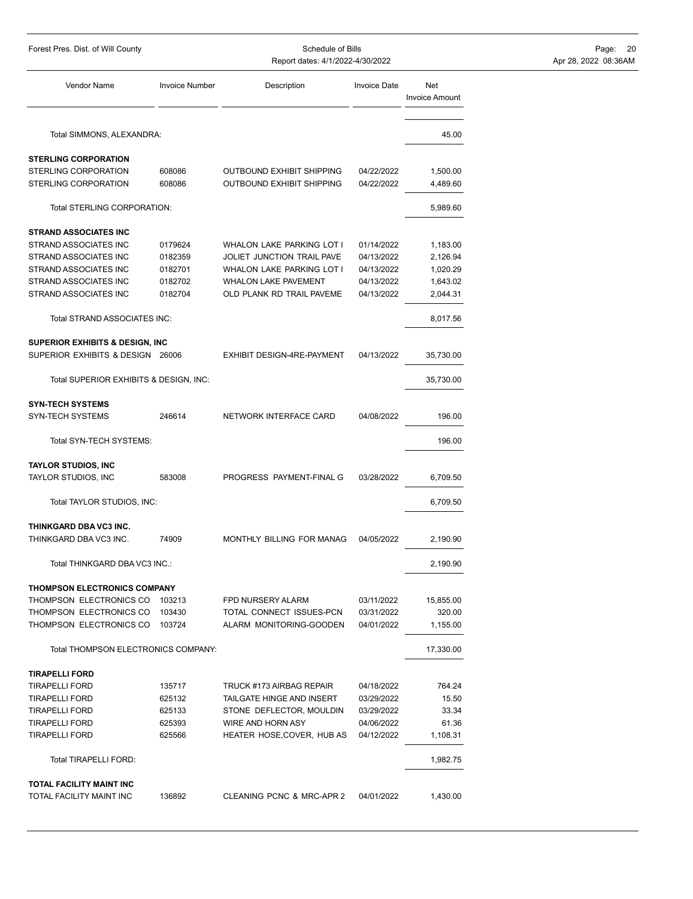| Vendor Name | Invoice Number | Description | Invoice Date | Net Invoice Amount |
|---|---|---|---|---|
| Total SIMMONS, ALEXANDRA: | | | | 45.00 |
| **STERLING CORPORATION** | | | | |
| STERLING CORPORATION | 608086 | OUTBOUND EXHIBIT SHIPPING | 04/22/2022 | 1,500.00 |
| STERLING CORPORATION | 608086 | OUTBOUND EXHIBIT SHIPPING | 04/22/2022 | 4,489.60 |
| Total STERLING CORPORATION: | | | | 5,989.60 |
| **STRAND ASSOCIATES INC** | | | | |
| STRAND ASSOCIATES INC | 0179624 | WHALON LAKE PARKING LOT I | 01/14/2022 | 1,183.00 |
| STRAND ASSOCIATES INC | 0182359 | JOLIET JUNCTION TRAIL PAVE | 04/13/2022 | 2,126.94 |
| STRAND ASSOCIATES INC | 0182701 | WHALON LAKE PARKING LOT I | 04/13/2022 | 1,020.29 |
| STRAND ASSOCIATES INC | 0182702 | WHALON LAKE PAVEMENT | 04/13/2022 | 1,643.02 |
| STRAND ASSOCIATES INC | 0182704 | OLD PLANK RD TRAIL PAVEME | 04/13/2022 | 2,044.31 |
| Total STRAND ASSOCIATES INC: | | | | 8,017.56 |
| **SUPERIOR EXHIBITS & DESIGN, INC** | | | | |
| SUPERIOR EXHIBITS & DESIGN | 26006 | EXHIBIT DESIGN-4RE-PAYMENT | 04/13/2022 | 35,730.00 |
| Total SUPERIOR EXHIBITS & DESIGN, INC: | | | | 35,730.00 |
| **SYN-TECH SYSTEMS** | | | | |
| SYN-TECH SYSTEMS | 246614 | NETWORK INTERFACE CARD | 04/08/2022 | 196.00 |
| Total SYN-TECH SYSTEMS: | | | | 196.00 |
| **TAYLOR STUDIOS, INC** | | | | |
| TAYLOR STUDIOS, INC | 583008 | PROGRESS PAYMENT-FINAL G | 03/28/2022 | 6,709.50 |
| Total TAYLOR STUDIOS, INC: | | | | 6,709.50 |
| **THINKGARD DBA VC3 INC.** | | | | |
| THINKGARD DBA VC3 INC. | 74909 | MONTHLY BILLING FOR MANAG | 04/05/2022 | 2,190.90 |
| Total THINKGARD DBA VC3 INC.: | | | | 2,190.90 |
| **THOMPSON ELECTRONICS COMPANY** | | | | |
| THOMPSON ELECTRONICS CO | 103213 | FPD NURSERY ALARM | 03/11/2022 | 15,855.00 |
| THOMPSON ELECTRONICS CO | 103430 | TOTAL CONNECT ISSUES-PCN | 03/31/2022 | 320.00 |
| THOMPSON ELECTRONICS CO | 103724 | ALARM MONITORING-GOODEN | 04/01/2022 | 1,155.00 |
| Total THOMPSON ELECTRONICS COMPANY: | | | | 17,330.00 |
| **TIRAPELLI FORD** | | | | |
| TIRAPELLI FORD | 135717 | TRUCK #173 AIRBAG REPAIR | 04/18/2022 | 764.24 |
| TIRAPELLI FORD | 625132 | TAILGATE HINGE AND INSERT | 03/29/2022 | 15.50 |
| TIRAPELLI FORD | 625133 | STONE DEFLECTOR, MOULDIN | 03/29/2022 | 33.34 |
| TIRAPELLI FORD | 625393 | WIRE AND HORN ASY | 04/06/2022 | 61.36 |
| TIRAPELLI FORD | 625566 | HEATER HOSE,COVER, HUB AS | 04/12/2022 | 1,108.31 |
| Total TIRAPELLI FORD: | | | | 1,982.75 |
| **TOTAL FACILITY MAINT INC** | | | | |
| TOTAL FACILITY MAINT INC | 136892 | CLEANING PCNC & MRC-APR 2 | 04/01/2022 | 1,430.00 |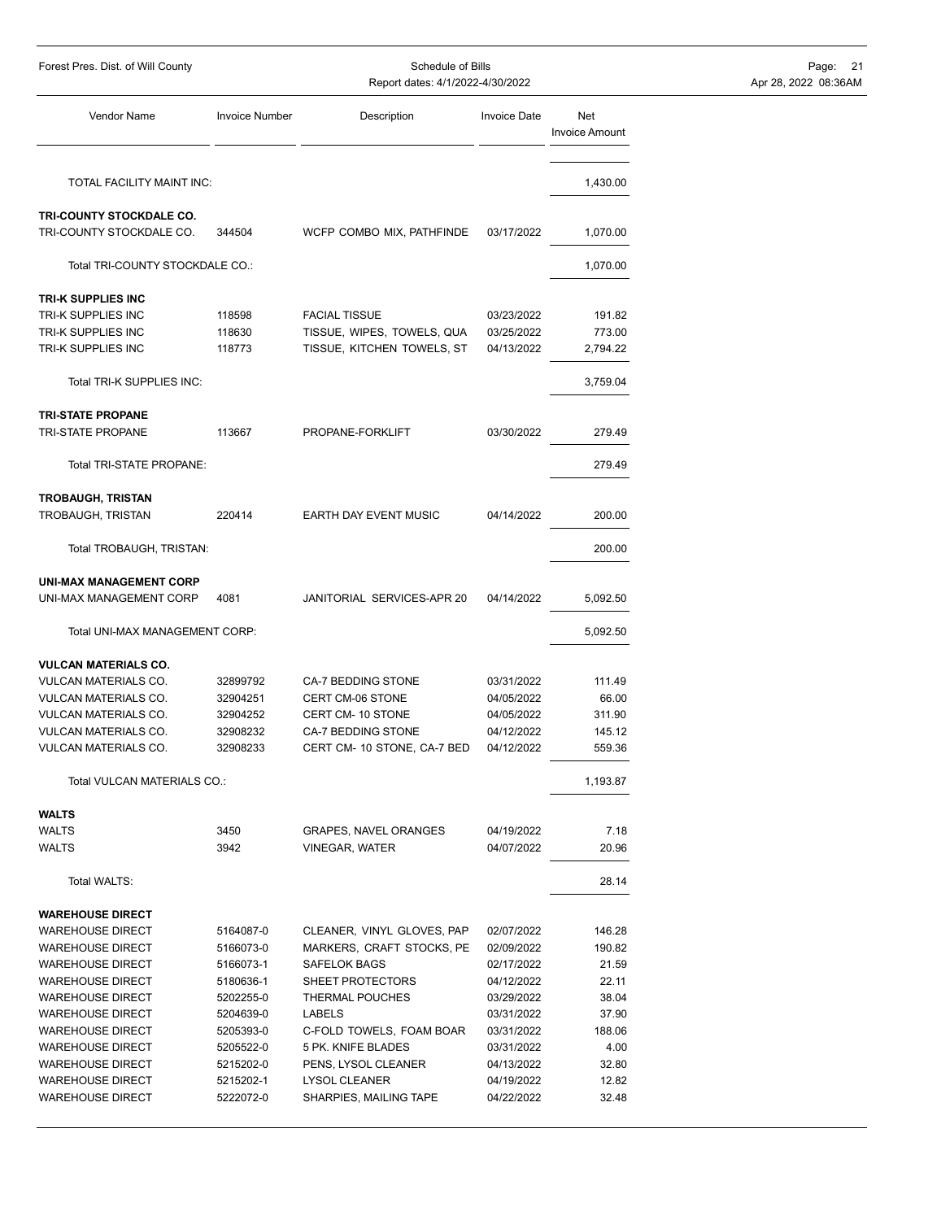| Vendor Name | Invoice Number | Description | Invoice Date | Net Invoice Amount |
|---|---|---|---|---|
| TOTAL FACILITY MAINT INC: | | | | 1,430.00 |
| **TRI-COUNTY STOCKDALE CO.** | | | | |
| TRI-COUNTY STOCKDALE CO. | 344504 | WCFP COMBO MIX, PATHFINDE | 03/17/2022 | 1,070.00 |
| Total TRI-COUNTY STOCKDALE CO.: | | | | 1,070.00 |
| **TRI-K SUPPLIES INC** | | | | |
| TRI-K SUPPLIES INC | 118598 | FACIAL TISSUE | 03/23/2022 | 191.82 |
| TRI-K SUPPLIES INC | 118630 | TISSUE, WIPES, TOWELS, QUA | 03/25/2022 | 773.00 |
| TRI-K SUPPLIES INC | 118773 | TISSUE, KITCHEN TOWELS, ST | 04/13/2022 | 2,794.22 |
| Total TRI-K SUPPLIES INC: | | | | 3,759.04 |
| **TRI-STATE PROPANE** | | | | |
| TRI-STATE PROPANE | 113667 | PROPANE-FORKLIFT | 03/30/2022 | 279.49 |
| Total TRI-STATE PROPANE: | | | | 279.49 |
| **TROBAUGH, TRISTAN** | | | | |
| TROBAUGH, TRISTAN | 220414 | EARTH DAY EVENT MUSIC | 04/14/2022 | 200.00 |
| Total TROBAUGH, TRISTAN: | | | | 200.00 |
| **UNI-MAX MANAGEMENT CORP** | | | | |
| UNI-MAX MANAGEMENT CORP | 4081 | JANITORIAL SERVICES-APR 20 | 04/14/2022 | 5,092.50 |
| Total UNI-MAX MANAGEMENT CORP: | | | | 5,092.50 |
| **VULCAN MATERIALS CO.** | | | | |
| VULCAN MATERIALS CO. | 32899792 | CA-7 BEDDING STONE | 03/31/2022 | 111.49 |
| VULCAN MATERIALS CO. | 32904251 | CERT CM-06 STONE | 04/05/2022 | 66.00 |
| VULCAN MATERIALS CO. | 32904252 | CERT CM- 10 STONE | 04/05/2022 | 311.90 |
| VULCAN MATERIALS CO. | 32908232 | CA-7 BEDDING STONE | 04/12/2022 | 145.12 |
| VULCAN MATERIALS CO. | 32908233 | CERT CM- 10 STONE, CA-7 BED | 04/12/2022 | 559.36 |
| Total VULCAN MATERIALS CO.: | | | | 1,193.87 |
| **WALTS** | | | | |
| WALTS | 3450 | GRAPES, NAVEL ORANGES | 04/19/2022 | 7.18 |
| WALTS | 3942 | VINEGAR, WATER | 04/07/2022 | 20.96 |
| Total WALTS: | | | | 28.14 |
| **WAREHOUSE DIRECT** | | | | |
| WAREHOUSE DIRECT | 5164087-0 | CLEANER, VINYL GLOVES, PAP | 02/07/2022 | 146.28 |
| WAREHOUSE DIRECT | 5166073-0 | MARKERS, CRAFT STOCKS, PE | 02/09/2022 | 190.82 |
| WAREHOUSE DIRECT | 5166073-1 | SAFELOK BAGS | 02/17/2022 | 21.59 |
| WAREHOUSE DIRECT | 5180636-1 | SHEET PROTECTORS | 04/12/2022 | 22.11 |
| WAREHOUSE DIRECT | 5202255-0 | THERMAL POUCHES | 03/29/2022 | 38.04 |
| WAREHOUSE DIRECT | 5204639-0 | LABELS | 03/31/2022 | 37.90 |
| WAREHOUSE DIRECT | 5205393-0 | C-FOLD TOWELS, FOAM BOAR | 03/31/2022 | 188.06 |
| WAREHOUSE DIRECT | 5205522-0 | 5 PK. KNIFE BLADES | 03/31/2022 | 4.00 |
| WAREHOUSE DIRECT | 5215202-0 | PENS, LYSOL CLEANER | 04/13/2022 | 32.80 |
| WAREHOUSE DIRECT | 5215202-1 | LYSOL CLEANER | 04/19/2022 | 12.82 |
| WAREHOUSE DIRECT | 5222072-0 | SHARPIES, MAILING TAPE | 04/22/2022 | 32.48 |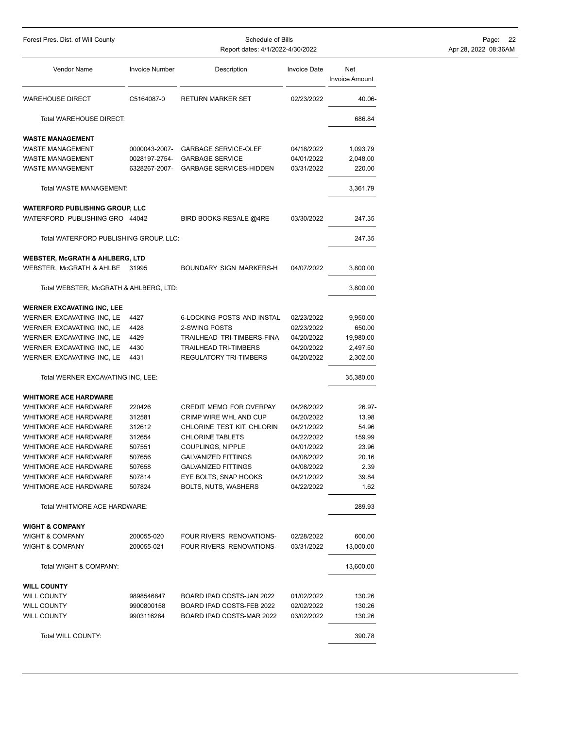| Vendor Name | Invoice Number | Description | Invoice Date | Net Invoice Amount |
|---|---|---|---|---|
| WAREHOUSE DIRECT | C5164087-0 | RETURN MARKER SET | 02/23/2022 | 40.06- |
| Total WAREHOUSE DIRECT: | | | | 686.84 |
| **WASTE MANAGEMENT** | | | | |
| WASTE MANAGEMENT | 0000043-2007- | GARBAGE SERVICE-OLEF | 04/18/2022 | 1,093.79 |
| WASTE MANAGEMENT | 0028197-2754- | GARBAGE SERVICE | 04/01/2022 | 2,048.00 |
| WASTE MANAGEMENT | 6328267-2007- | GARBAGE SERVICES-HIDDEN | 03/31/2022 | 220.00 |
| Total WASTE MANAGEMENT: | | | | 3,361.79 |
| **WATERFORD PUBLISHING GROUP, LLC** | | | | |
| WATERFORD PUBLISHING GRO | 44042 | BIRD BOOKS-RESALE @4RE | 03/30/2022 | 247.35 |
| Total WATERFORD PUBLISHING GROUP, LLC: | | | | 247.35 |
| **WEBSTER, McGRATH & AHLBERG, LTD** | | | | |
| WEBSTER, McGRATH & AHLBE | 31995 | BOUNDARY SIGN MARKERS-H | 04/07/2022 | 3,800.00 |
| Total WEBSTER, McGRATH & AHLBERG, LTD: | | | | 3,800.00 |
| **WERNER EXCAVATING INC, LEE** | | | | |
| WERNER EXCAVATING INC, LE | 4427 | 6-LOCKING POSTS AND INSTAL | 02/23/2022 | 9,950.00 |
| WERNER EXCAVATING INC, LE | 4428 | 2-SWING POSTS | 02/23/2022 | 650.00 |
| WERNER EXCAVATING INC, LE | 4429 | TRAILHEAD TRI-TIMBERS-FINA | 04/20/2022 | 19,980.00 |
| WERNER EXCAVATING INC, LE | 4430 | TRAILHEAD TRI-TIMBERS | 04/20/2022 | 2,497.50 |
| WERNER EXCAVATING INC, LE | 4431 | REGULATORY TRI-TIMBERS | 04/20/2022 | 2,302.50 |
| Total WERNER EXCAVATING INC, LEE: | | | | 35,380.00 |
| **WHITMORE ACE HARDWARE** | | | | |
| WHITMORE ACE HARDWARE | 220426 | CREDIT MEMO FOR OVERPAY | 04/26/2022 | 26.97- |
| WHITMORE ACE HARDWARE | 312581 | CRIMP WIRE WHL AND CUP | 04/20/2022 | 13.98 |
| WHITMORE ACE HARDWARE | 312612 | CHLORINE TEST KIT, CHLORIN | 04/21/2022 | 54.96 |
| WHITMORE ACE HARDWARE | 312654 | CHLORINE TABLETS | 04/22/2022 | 159.99 |
| WHITMORE ACE HARDWARE | 507551 | COUPLINGS, NIPPLE | 04/01/2022 | 23.96 |
| WHITMORE ACE HARDWARE | 507656 | GALVANIZED FITTINGS | 04/08/2022 | 20.16 |
| WHITMORE ACE HARDWARE | 507658 | GALVANIZED FITTINGS | 04/08/2022 | 2.39 |
| WHITMORE ACE HARDWARE | 507814 | EYE BOLTS, SNAP HOOKS | 04/21/2022 | 39.84 |
| WHITMORE ACE HARDWARE | 507824 | BOLTS, NUTS, WASHERS | 04/22/2022 | 1.62 |
| Total WHITMORE ACE HARDWARE: | | | | 289.93 |
| **WIGHT & COMPANY** | | | | |
| WIGHT & COMPANY | 200055-020 | FOUR RIVERS RENOVATIONS- | 02/28/2022 | 600.00 |
| WIGHT & COMPANY | 200055-021 | FOUR RIVERS RENOVATIONS- | 03/31/2022 | 13,000.00 |
| Total WIGHT & COMPANY: | | | | 13,600.00 |
| **WILL COUNTY** | | | | |
| WILL COUNTY | 9898546847 | BOARD IPAD COSTS-JAN 2022 | 01/02/2022 | 130.26 |
| WILL COUNTY | 9900800158 | BOARD IPAD COSTS-FEB 2022 | 02/02/2022 | 130.26 |
| WILL COUNTY | 9903116284 | BOARD IPAD COSTS-MAR 2022 | 03/02/2022 | 130.26 |
| Total WILL COUNTY: | | | | 390.78 |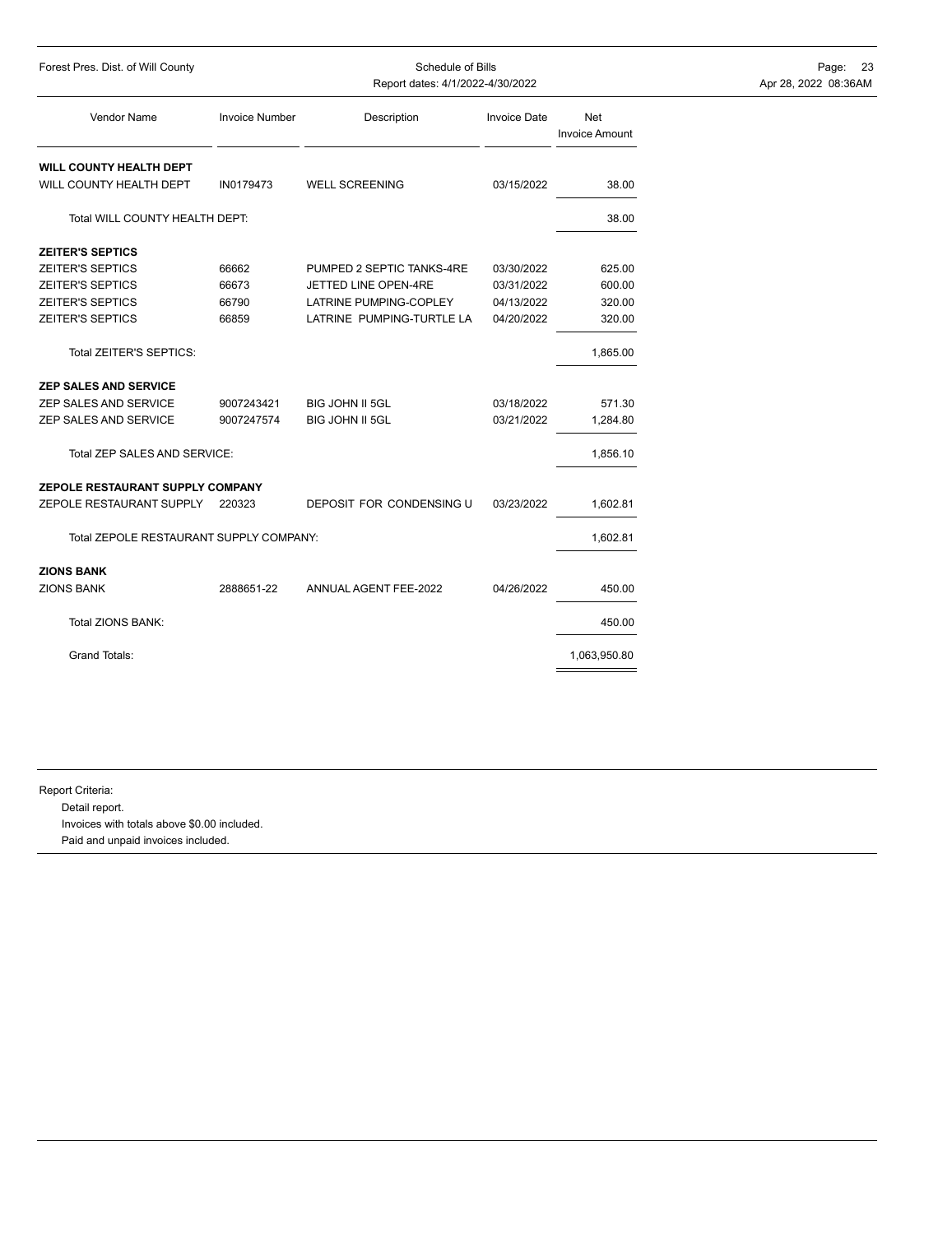| Vendor Name | Invoice Number | Description | Invoice Date | Net Invoice Amount |
|---|---|---|---|---|
| **WILL COUNTY HEALTH DEPT** | | | | |
| WILL COUNTY HEALTH DEPT | IN0179473 | WELL SCREENING | 03/15/2022 | 38.00 |
| Total WILL COUNTY HEALTH DEPT: | | | | 38.00 |
| **ZEITER'S SEPTICS** | | | | |
| ZEITER'S SEPTICS | 66662 | PUMPED 2 SEPTIC TANKS-4RE | 03/30/2022 | 625.00 |
| ZEITER'S SEPTICS | 66673 | JETTED LINE OPEN-4RE | 03/31/2022 | 600.00 |
| ZEITER'S SEPTICS | 66790 | LATRINE PUMPING-COPLEY | 04/13/2022 | 320.00 |
| ZEITER'S SEPTICS | 66859 | LATRINE PUMPING-TURTLE LA | 04/20/2022 | 320.00 |
| Total ZEITER'S SEPTICS: | | | | 1,865.00 |
| **ZEP SALES AND SERVICE** | | | | |
| ZEP SALES AND SERVICE | 9007243421 | BIG JOHN II 5GL | 03/18/2022 | 571.30 |
| ZEP SALES AND SERVICE | 9007247574 | BIG JOHN II 5GL | 03/21/2022 | 1,284.80 |
| Total ZEP SALES AND SERVICE: | | | | 1,856.10 |
| **ZEPOLE RESTAURANT SUPPLY COMPANY** | | | | |
| ZEPOLE RESTAURANT SUPPLY | 220323 | DEPOSIT FOR CONDENSING U | 03/23/2022 | 1,602.81 |
| Total ZEPOLE RESTAURANT SUPPLY COMPANY: | | | | 1,602.81 |
| **ZIONS BANK** | | | | |
| ZIONS BANK | 2888651-22 | ANNUAL AGENT FEE-2022 | 04/26/2022 | 450.00 |
| Total ZIONS BANK: | | | | 450.00 |
| Grand Totals: | | | | 1,063,950.80 |

Report Criteria:

Detail report.

Invoices with totals above $0.00 included.

Paid and unpaid invoices included.